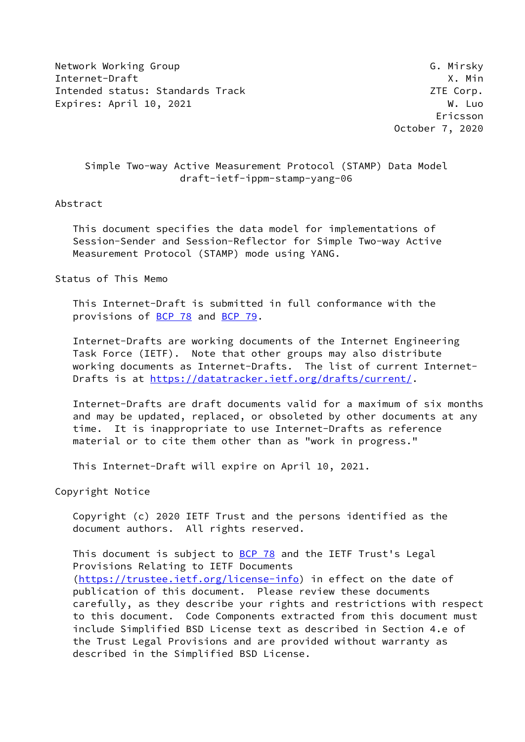Network Working Group G. Mirsky
Internet-Draft X. Min
Intended status: Standards Track ZTE Corp.
Expires: April 10, 2021 W. Luo
Ericsson
October 7, 2020

# Simple Two-way Active Measurement Protocol (STAMP) Data Model
draft-ietf-ippm-stamp-yang-06

## Abstract

This document specifies the data model for implementations of Session-Sender and Session-Reflector for Simple Two-way Active Measurement Protocol (STAMP) mode using YANG.

## Status of This Memo

This Internet-Draft is submitted in full conformance with the provisions of BCP 78 and BCP 79.

Internet-Drafts are working documents of the Internet Engineering Task Force (IETF). Note that other groups may also distribute working documents as Internet-Drafts. The list of current Internet-Drafts is at https://datatracker.ietf.org/drafts/current/.

Internet-Drafts are draft documents valid for a maximum of six months and may be updated, replaced, or obsoleted by other documents at any time. It is inappropriate to use Internet-Drafts as reference material or to cite them other than as "work in progress."

This Internet-Draft will expire on April 10, 2021.

## Copyright Notice

Copyright (c) 2020 IETF Trust and the persons identified as the document authors. All rights reserved.

This document is subject to BCP 78 and the IETF Trust's Legal Provisions Relating to IETF Documents (https://trustee.ietf.org/license-info) in effect on the date of publication of this document. Please review these documents carefully, as they describe your rights and restrictions with respect to this document. Code Components extracted from this document must include Simplified BSD License text as described in Section 4.e of the Trust Legal Provisions and are provided without warranty as described in the Simplified BSD License.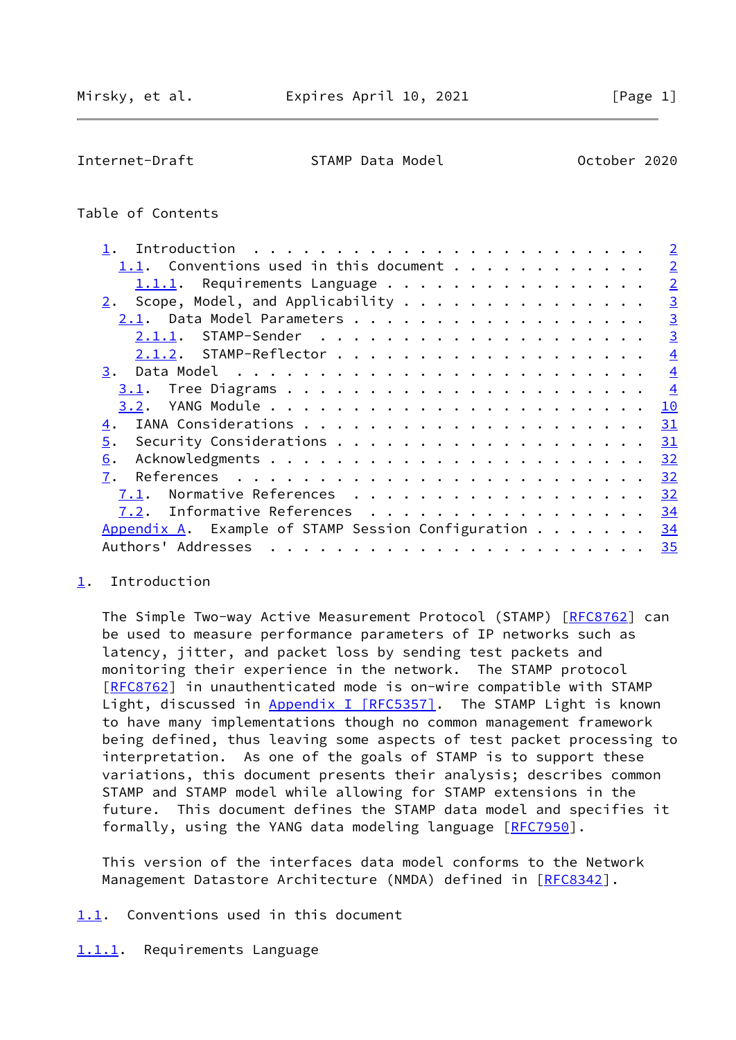Table of Contents

- 1. Introduction . . . . . . . . . . . . . . . . . . . . . . . . 2
  - 1.1. Conventions used in this document . . . . . . . . . . . . 2
    - 1.1.1. Requirements Language . . . . . . . . . . . . . . . . 2
- 2. Scope, Model, and Applicability . . . . . . . . . . . . . . . 3
  - 2.1. Data Model Parameters . . . . . . . . . . . . . . . . . . 3
    - 2.1.1. STAMP-Sender . . . . . . . . . . . . . . . . . . . . 3
    - 2.1.2. STAMP-Reflector . . . . . . . . . . . . . . . . . . . 4
- 3. Data Model . . . . . . . . . . . . . . . . . . . . . . . . . 4
  - 3.1. Tree Diagrams . . . . . . . . . . . . . . . . . . . . . . 4
  - 3.2. YANG Module . . . . . . . . . . . . . . . . . . . . . . . 10
- 4. IANA Considerations . . . . . . . . . . . . . . . . . . . . . 31
- 5. Security Considerations . . . . . . . . . . . . . . . . . . . 31
- 6. Acknowledgments . . . . . . . . . . . . . . . . . . . . . . . 32
- 7. References . . . . . . . . . . . . . . . . . . . . . . . . . 32
  - 7.1. Normative References . . . . . . . . . . . . . . . . . . 32
  - 7.2. Informative References . . . . . . . . . . . . . . . . . 34
- Appendix A. Example of STAMP Session Configuration . . . . . . . 34
- Authors' Addresses . . . . . . . . . . . . . . . . . . . . . . . 35

# 1. Introduction

The Simple Two-way Active Measurement Protocol (STAMP) [RFC8762] can be used to measure performance parameters of IP networks such as latency, jitter, and packet loss by sending test packets and monitoring their experience in the network. The STAMP protocol [RFC8762] in unauthenticated mode is on-wire compatible with STAMP Light, discussed in Appendix I [RFC5357]. The STAMP Light is known to have many implementations though no common management framework being defined, thus leaving some aspects of test packet processing to interpretation. As one of the goals of STAMP is to support these variations, this document presents their analysis; describes common STAMP and STAMP model while allowing for STAMP extensions in the future. This document defines the STAMP data model and specifies it formally, using the YANG data modeling language [RFC7950].

This version of the interfaces data model conforms to the Network Management Datastore Architecture (NMDA) defined in [RFC8342].

## 1.1. Conventions used in this document

### 1.1.1. Requirements Language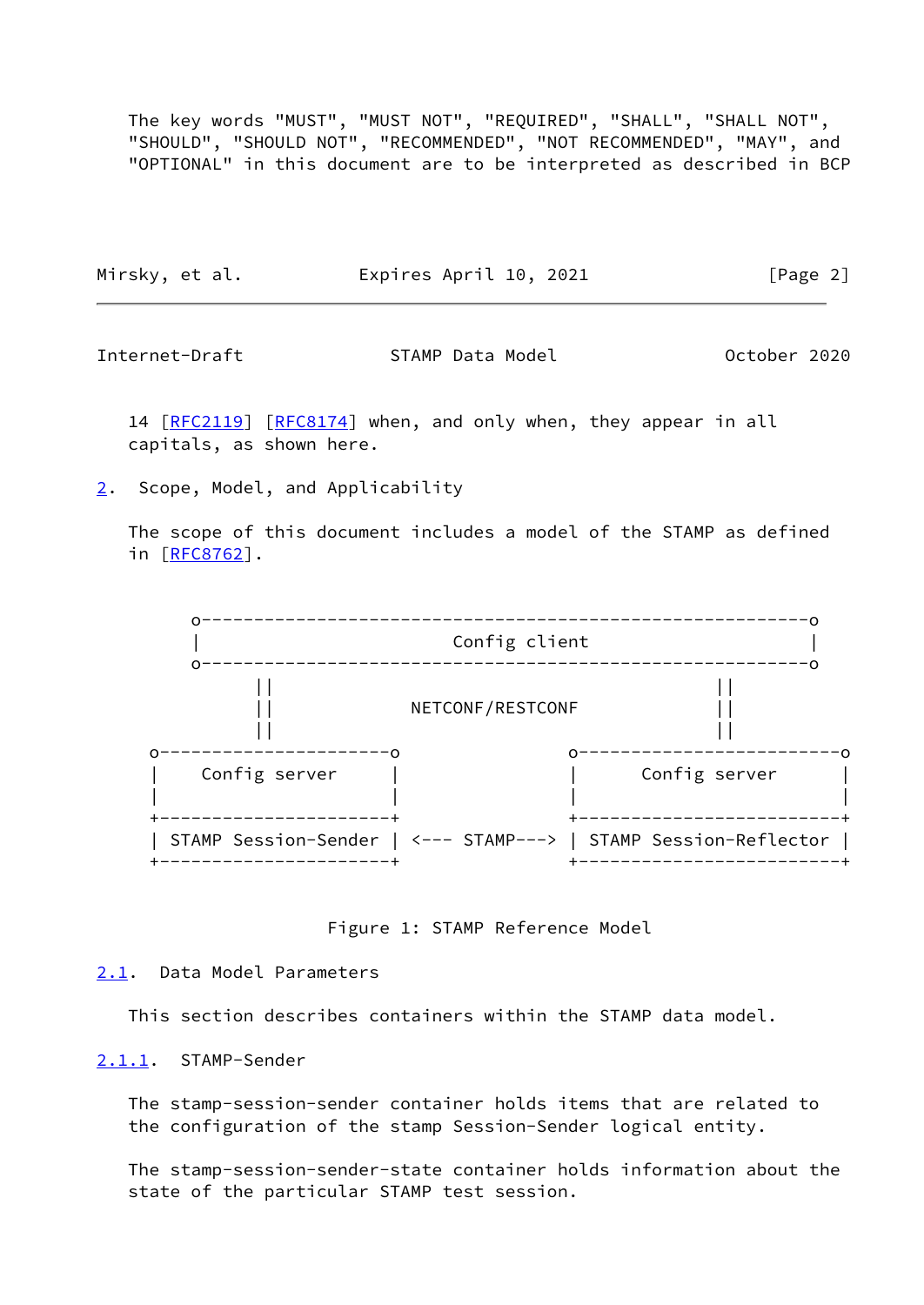The key words "MUST", "MUST NOT", "REQUIRED", "SHALL", "SHALL NOT", "SHOULD", "SHOULD NOT", "RECOMMENDED", "NOT RECOMMENDED", "MAY", and "OPTIONAL" in this document are to be interpreted as described in BCP 14 [RFC2119] [RFC8174] when, and only when, they appear in all capitals, as shown here.

## 2. Scope, Model, and Applicability

The scope of this document includes a model of the STAMP as defined in [RFC8762].

```
     o-----------------------------------------------------------o
     |                        Config client                      |
     o-----------------------------------------------------------o
           ||                                          ||
           ||              NETCONF/RESTCONF            ||
           ||                                          ||
 o----------------------o                  o-------------------------o
 |    Config server     |                  |      Config server      |
 |                      |                  |                         |
 +----------------------+                  +-------------------------+
 | STAMP Session-Sender | <--- STAMP---> | STAMP Session-Reflector |
 +----------------------+                  +-------------------------+
```

Figure 1: STAMP Reference Model

### 2.1. Data Model Parameters

This section describes containers within the STAMP data model.

#### 2.1.1. STAMP-Sender

The stamp-session-sender container holds items that are related to the configuration of the stamp Session-Sender logical entity.

The stamp-session-sender-state container holds information about the state of the particular STAMP test session.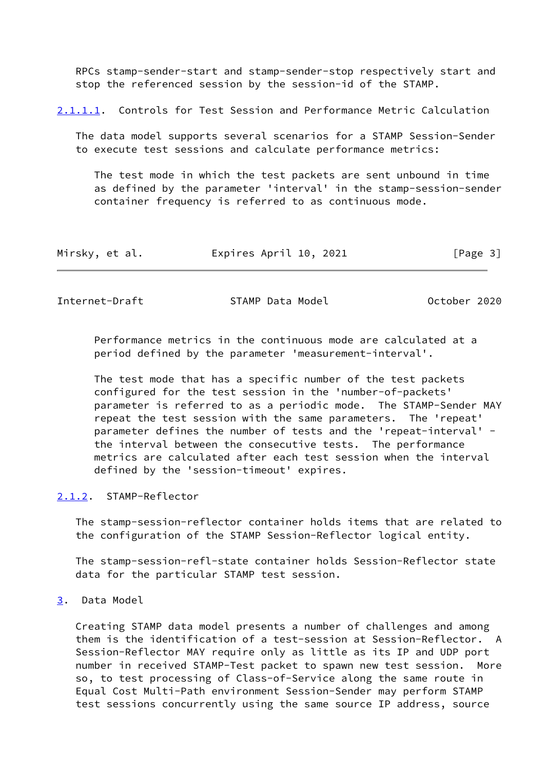RPCs stamp-sender-start and stamp-sender-stop respectively start and stop the referenced session by the session-id of the STAMP.

#### 2.1.1.1. Controls for Test Session and Performance Metric Calculation

The data model supports several scenarios for a STAMP Session-Sender to execute test sessions and calculate performance metrics:

> The test mode in which the test packets are sent unbound in time as defined by the parameter 'interval' in the stamp-session-sender container frequency is referred to as continuous mode.
>
> Performance metrics in the continuous mode are calculated at a period defined by the parameter 'measurement-interval'.
>
> The test mode that has a specific number of the test packets configured for the test session in the 'number-of-packets' parameter is referred to as a periodic mode. The STAMP-Sender MAY repeat the test session with the same parameters. The 'repeat' parameter defines the number of tests and the 'repeat-interval' - the interval between the consecutive tests. The performance metrics are calculated after each test session when the interval defined by the 'session-timeout' expires.

### 2.1.2. STAMP-Reflector

The stamp-session-reflector container holds items that are related to the configuration of the STAMP Session-Reflector logical entity.

The stamp-session-refl-state container holds Session-Reflector state data for the particular STAMP test session.

## 3. Data Model

Creating STAMP data model presents a number of challenges and among them is the identification of a test-session at Session-Reflector. A Session-Reflector MAY require only as little as its IP and UDP port number in received STAMP-Test packet to spawn new test session. More so, to test processing of Class-of-Service along the same route in Equal Cost Multi-Path environment Session-Sender may perform STAMP test sessions concurrently using the same source IP address, source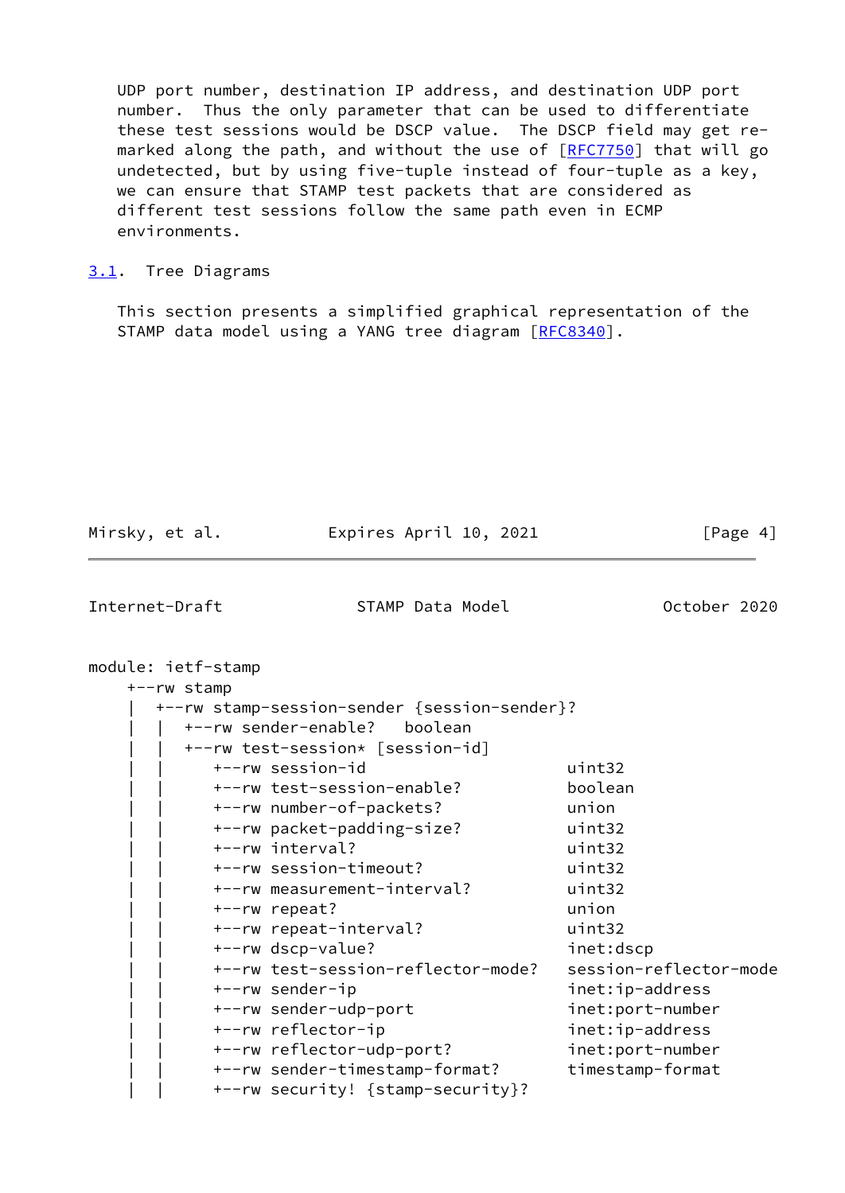UDP port number, destination IP address, and destination UDP port number. Thus the only parameter that can be used to differentiate these test sessions would be DSCP value. The DSCP field may get re-marked along the path, and without the use of [RFC7750] that will go undetected, but by using five-tuple instead of four-tuple as a key, we can ensure that STAMP test packets that are considered as different test sessions follow the same path even in ECMP environments.

## 3.1. Tree Diagrams

This section presents a simplified graphical representation of the STAMP data model using a YANG tree diagram [RFC8340].

```
module: ietf-stamp
    +--rw stamp
    |  +--rw stamp-session-sender {session-sender}?
    |  |  +--rw sender-enable?   boolean
    |  |  +--rw test-session* [session-id]
    |  |     +--rw session-id                     uint32
    |  |     +--rw test-session-enable?           boolean
    |  |     +--rw number-of-packets?             union
    |  |     +--rw packet-padding-size?           uint32
    |  |     +--rw interval?                      uint32
    |  |     +--rw session-timeout?               uint32
    |  |     +--rw measurement-interval?          uint32
    |  |     +--rw repeat?                        union
    |  |     +--rw repeat-interval?               uint32
    |  |     +--rw dscp-value?                    inet:dscp
    |  |     +--rw test-session-reflector-mode?   session-reflector-mode
    |  |     +--rw sender-ip                      inet:ip-address
    |  |     +--rw sender-udp-port                inet:port-number
    |  |     +--rw reflector-ip                   inet:ip-address
    |  |     +--rw reflector-udp-port?            inet:port-number
    |  |     +--rw sender-timestamp-format?       timestamp-format
    |  |     +--rw security! {stamp-security}?
```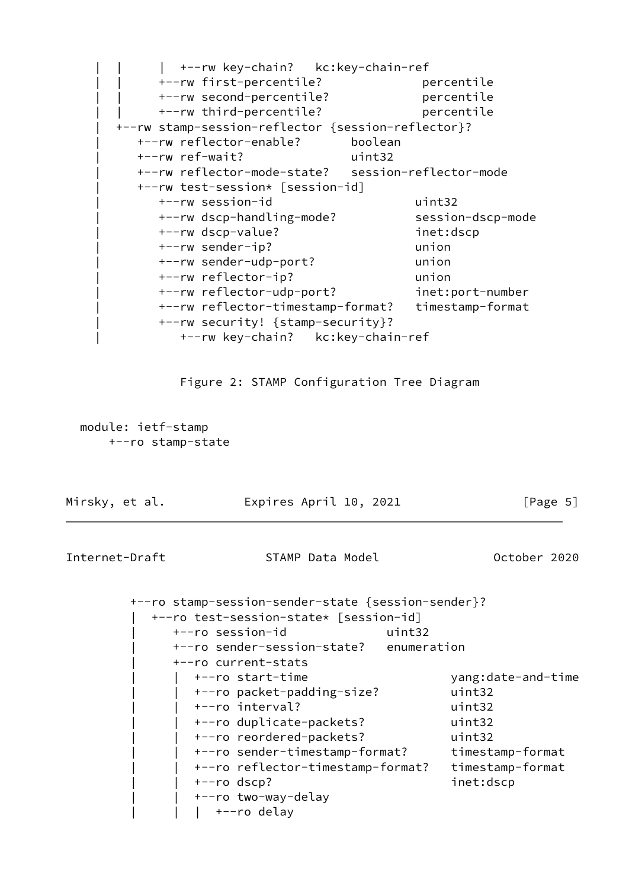```
   |  |     |  +--rw key-chain?   kc:key-chain-ref
   |  |     +--rw first-percentile?             percentile
   |  |     +--rw second-percentile?            percentile
   |  |     +--rw third-percentile?             percentile
   |  +--rw stamp-session-reflector {session-reflector}?
   |     +--rw reflector-enable?       boolean
   |     +--rw ref-wait?               uint32
   |     +--rw reflector-mode-state?   session-reflector-mode
   |     +--rw test-session* [session-id]
   |        +--rw session-id                    uint32
   |        +--rw dscp-handling-mode?           session-dscp-mode
   |        +--rw dscp-value?                   inet:dscp
   |        +--rw sender-ip?                    union
   |        +--rw sender-udp-port?              union
   |        +--rw reflector-ip?                 union
   |        +--rw reflector-udp-port?           inet:port-number
   |        +--rw reflector-timestamp-format?   timestamp-format
   |        +--rw security! {stamp-security}?
   |           +--rw key-chain?   kc:key-chain-ref
```

Figure 2: STAMP Configuration Tree Diagram

```
module: ietf-stamp
    +--ro stamp-state
```

```
       +--ro stamp-session-sender-state {session-sender}?
       |  +--ro test-session-state* [session-id]
       |     +--ro session-id              uint32
       |     +--ro sender-session-state?   enumeration
       |     +--ro current-stats
       |     |  +--ro start-time                    yang:date-and-time
       |     |  +--ro packet-padding-size?          uint32
       |     |  +--ro interval?                     uint32
       |     |  +--ro duplicate-packets?            uint32
       |     |  +--ro reordered-packets?            uint32
       |     |  +--ro sender-timestamp-format?      timestamp-format
       |     |  +--ro reflector-timestamp-format?   timestamp-format
       |     |  +--ro dscp?                         inet:dscp
       |     |  +--ro two-way-delay
       |     |  |  +--ro delay
```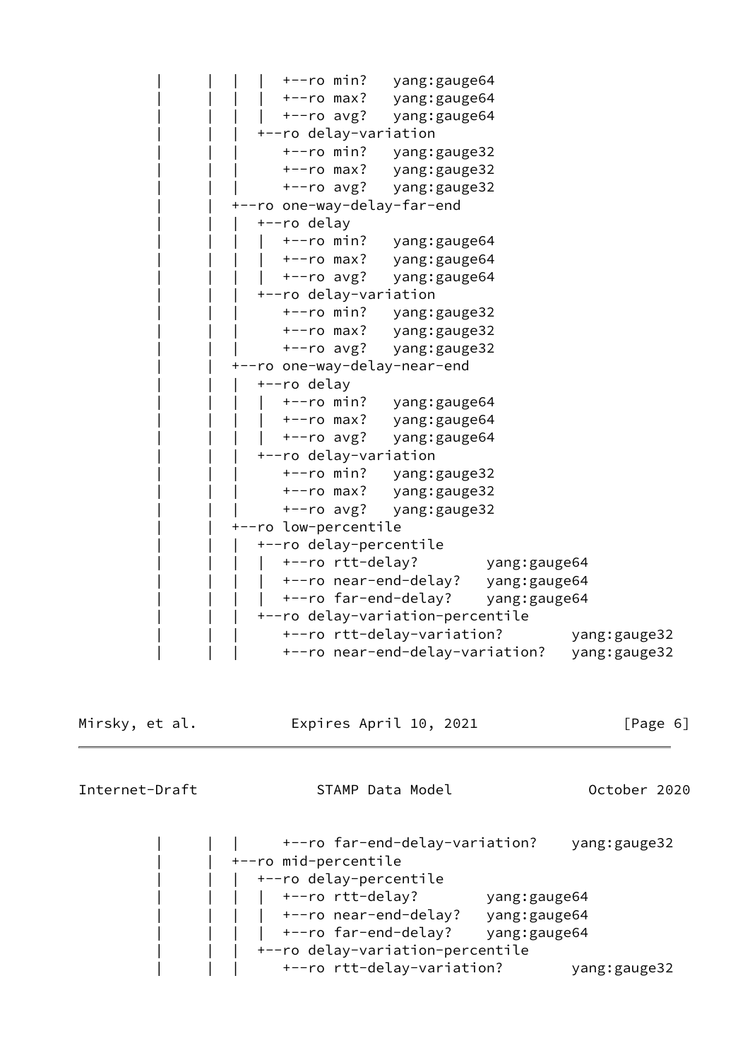```
   |     |  |  |  +--ro min?   yang:gauge64
   |     |  |  |  +--ro max?   yang:gauge64
   |     |  |  |  +--ro avg?   yang:gauge64
   |     |  |  +--ro delay-variation
   |     |  |     +--ro min?   yang:gauge32
   |     |  |     +--ro max?   yang:gauge32
   |     |  |     +--ro avg?   yang:gauge32
   |     |  +--ro one-way-delay-far-end
   |     |  |  +--ro delay
   |     |  |  |  +--ro min?   yang:gauge64
   |     |  |  |  +--ro max?   yang:gauge64
   |     |  |  |  +--ro avg?   yang:gauge64
   |     |  |  +--ro delay-variation
   |     |  |     +--ro min?   yang:gauge32
   |     |  |     +--ro max?   yang:gauge32
   |     |  |     +--ro avg?   yang:gauge32
   |     |  +--ro one-way-delay-near-end
   |     |  |  +--ro delay
   |     |  |  |  +--ro min?   yang:gauge64
   |     |  |  |  +--ro max?   yang:gauge64
   |     |  |  |  +--ro avg?   yang:gauge64
   |     |  |  +--ro delay-variation
   |     |  |     +--ro min?   yang:gauge32
   |     |  |     +--ro max?   yang:gauge32
   |     |  |     +--ro avg?   yang:gauge32
   |     |  +--ro low-percentile
   |     |  |  +--ro delay-percentile
   |     |  |  |  +--ro rtt-delay?        yang:gauge64
   |     |  |  |  +--ro near-end-delay?   yang:gauge64
   |     |  |  |  +--ro far-end-delay?    yang:gauge64
   |     |  |  +--ro delay-variation-percentile
   |     |  |     +--ro rtt-delay-variation?        yang:gauge32
   |     |  |     +--ro near-end-delay-variation?   yang:gauge32
   |     |  |     +--ro far-end-delay-variation?    yang:gauge32
   |     |  +--ro mid-percentile
   |     |  |  +--ro delay-percentile
   |     |  |  |  +--ro rtt-delay?        yang:gauge64
   |     |  |  |  +--ro near-end-delay?   yang:gauge64
   |     |  |  |  +--ro far-end-delay?    yang:gauge64
   |     |  |  +--ro delay-variation-percentile
   |     |  |     +--ro rtt-delay-variation?        yang:gauge32
```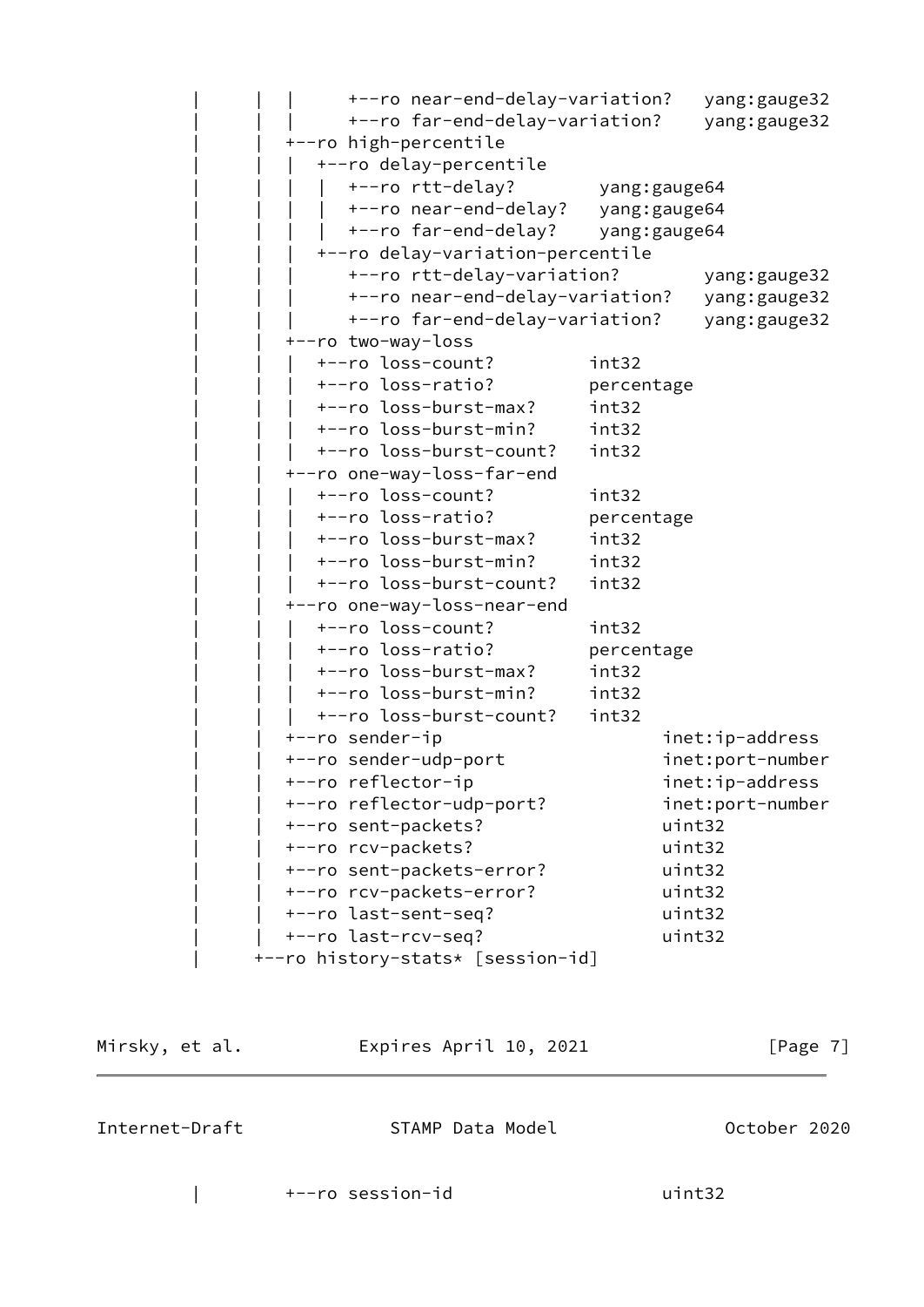```
   |     |  |     +--ro near-end-delay-variation?   yang:gauge32
   |     |  |     +--ro far-end-delay-variation?    yang:gauge32
   |     |  +--ro high-percentile
   |     |  |  +--ro delay-percentile
   |     |  |  |  +--ro rtt-delay?        yang:gauge64
   |     |  |  |  +--ro near-end-delay?   yang:gauge64
   |     |  |  |  +--ro far-end-delay?    yang:gauge64
   |     |  |  +--ro delay-variation-percentile
   |     |  |     +--ro rtt-delay-variation?        yang:gauge32
   |     |  |     +--ro near-end-delay-variation?   yang:gauge32
   |     |  |     +--ro far-end-delay-variation?    yang:gauge32
   |     |  +--ro two-way-loss
   |     |  |  +--ro loss-count?         int32
   |     |  |  +--ro loss-ratio?         percentage
   |     |  |  +--ro loss-burst-max?     int32
   |     |  |  +--ro loss-burst-min?     int32
   |     |  |  +--ro loss-burst-count?   int32
   |     |  +--ro one-way-loss-far-end
   |     |  |  +--ro loss-count?         int32
   |     |  |  +--ro loss-ratio?         percentage
   |     |  |  +--ro loss-burst-max?     int32
   |     |  |  +--ro loss-burst-min?     int32
   |     |  |  +--ro loss-burst-count?   int32
   |     |  +--ro one-way-loss-near-end
   |     |  |  +--ro loss-count?         int32
   |     |  |  +--ro loss-ratio?         percentage
   |     |  |  +--ro loss-burst-max?     int32
   |     |  |  +--ro loss-burst-min?     int32
   |     |  |  +--ro loss-burst-count?   int32
   |     |  +--ro sender-ip                     inet:ip-address
   |     |  +--ro sender-udp-port               inet:port-number
   |     |  +--ro reflector-ip                  inet:ip-address
   |     |  +--ro reflector-udp-port?           inet:port-number
   |     |  +--ro sent-packets?                 uint32
   |     |  +--ro rcv-packets?                  uint32
   |     |  +--ro sent-packets-error?           uint32
   |     |  +--ro rcv-packets-error?            uint32
   |     |  +--ro last-sent-seq?                uint32
   |     |  +--ro last-rcv-seq?                 uint32
   |     +--ro history-stats* [session-id]
```

```
   |        +--ro session-id                    uint32
```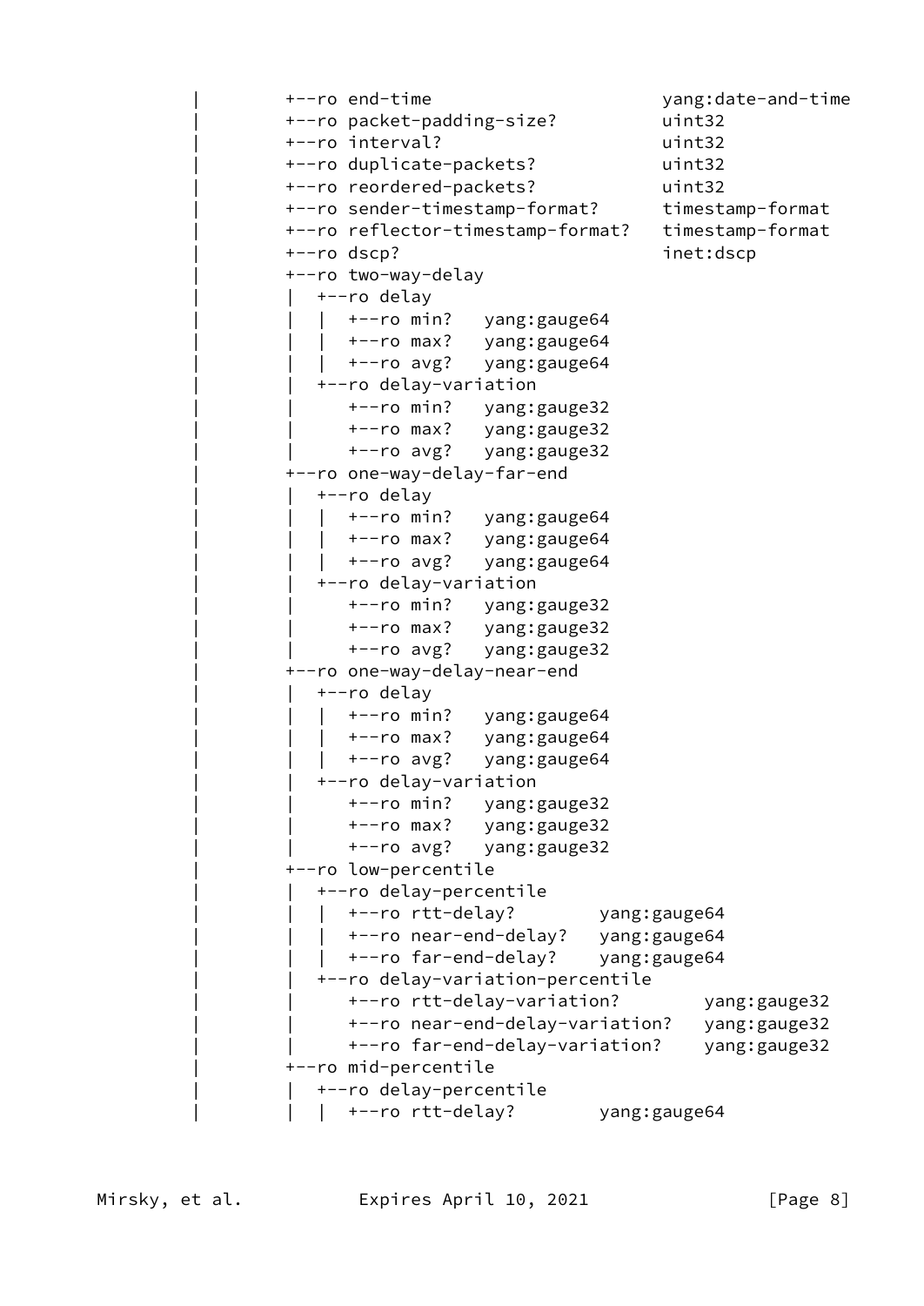```
     |         +--ro end-time                      yang:date-and-time
     |         +--ro packet-padding-size?          uint32
     |         +--ro interval?                     uint32
     |         +--ro duplicate-packets?            uint32
     |         +--ro reordered-packets?            uint32
     |         +--ro sender-timestamp-format?      timestamp-format
     |         +--ro reflector-timestamp-format?   timestamp-format
     |         +--ro dscp?                         inet:dscp
     |         +--ro two-way-delay
     |         |  +--ro delay
     |         |  |  +--ro min?   yang:gauge64
     |         |  |  +--ro max?   yang:gauge64
     |         |  |  +--ro avg?   yang:gauge64
     |         |  +--ro delay-variation
     |         |     +--ro min?   yang:gauge32
     |         |     +--ro max?   yang:gauge32
     |         |     +--ro avg?   yang:gauge32
     |         +--ro one-way-delay-far-end
     |         |  +--ro delay
     |         |  |  +--ro min?   yang:gauge64
     |         |  |  +--ro max?   yang:gauge64
     |         |  |  +--ro avg?   yang:gauge64
     |         |  +--ro delay-variation
     |         |     +--ro min?   yang:gauge32
     |         |     +--ro max?   yang:gauge32
     |         |     +--ro avg?   yang:gauge32
     |         +--ro one-way-delay-near-end
     |         |  +--ro delay
     |         |  |  +--ro min?   yang:gauge64
     |         |  |  +--ro max?   yang:gauge64
     |         |  |  +--ro avg?   yang:gauge64
     |         |  +--ro delay-variation
     |         |     +--ro min?   yang:gauge32
     |         |     +--ro max?   yang:gauge32
     |         |     +--ro avg?   yang:gauge32
     |         +--ro low-percentile
     |         |  +--ro delay-percentile
     |         |  |  +--ro rtt-delay?        yang:gauge64
     |         |  |  +--ro near-end-delay?   yang:gauge64
     |         |  |  +--ro far-end-delay?    yang:gauge64
     |         |  +--ro delay-variation-percentile
     |         |     +--ro rtt-delay-variation?        yang:gauge32
     |         |     +--ro near-end-delay-variation?   yang:gauge32
     |         |     +--ro far-end-delay-variation?    yang:gauge32
     |         +--ro mid-percentile
     |         |  +--ro delay-percentile
     |         |  |  +--ro rtt-delay?        yang:gauge64
```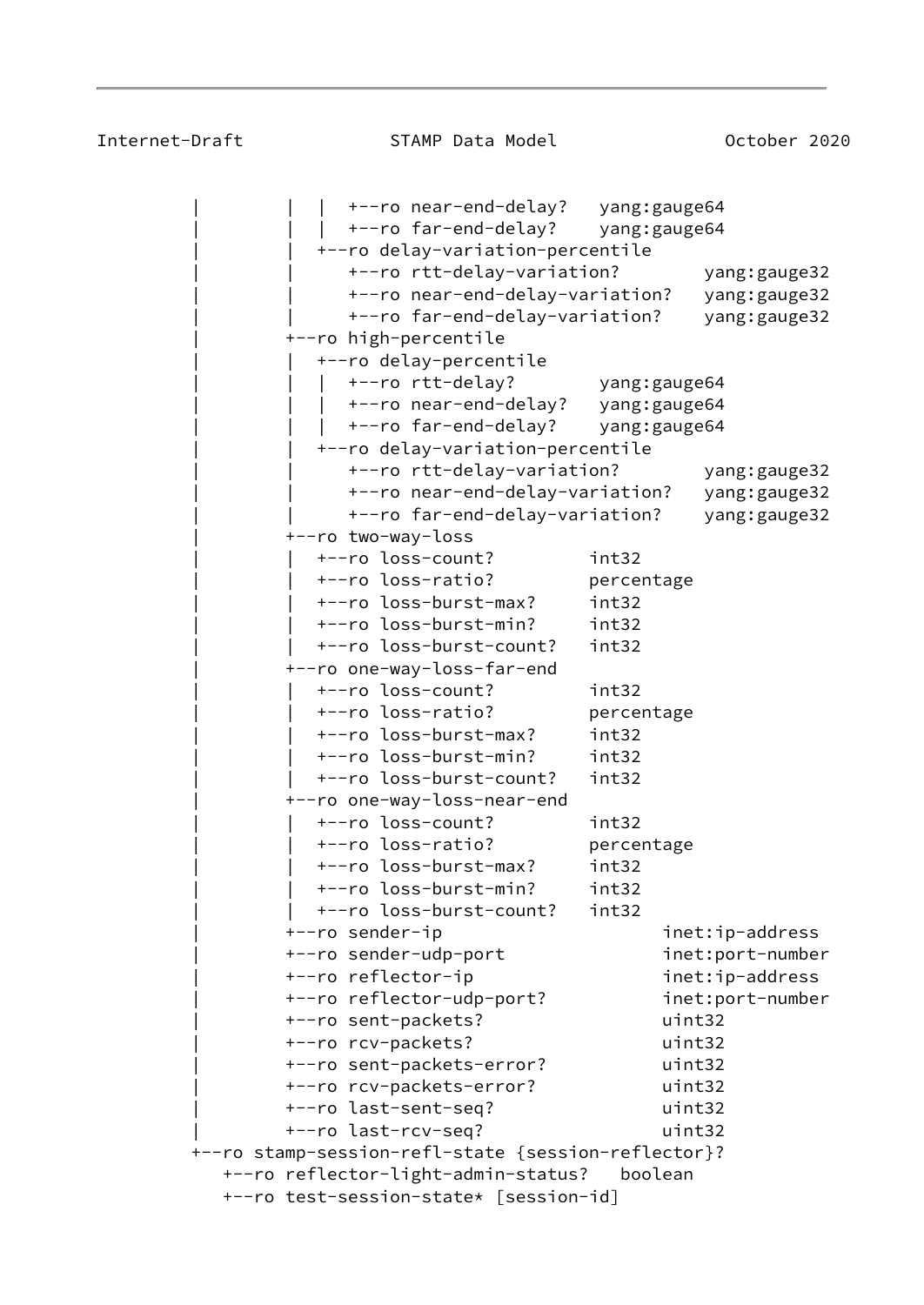```
     |         |  |  +--ro near-end-delay?   yang:gauge64
     |         |  |  +--ro far-end-delay?    yang:gauge64
     |         |  +--ro delay-variation-percentile
     |         |     +--ro rtt-delay-variation?        yang:gauge32
     |         |     +--ro near-end-delay-variation?   yang:gauge32
     |         |     +--ro far-end-delay-variation?    yang:gauge32
     |         +--ro high-percentile
     |         |  +--ro delay-percentile
     |         |  |  +--ro rtt-delay?        yang:gauge64
     |         |  |  +--ro near-end-delay?   yang:gauge64
     |         |  |  +--ro far-end-delay?    yang:gauge64
     |         |  +--ro delay-variation-percentile
     |         |     +--ro rtt-delay-variation?        yang:gauge32
     |         |     +--ro near-end-delay-variation?   yang:gauge32
     |         |     +--ro far-end-delay-variation?    yang:gauge32
     |         +--ro two-way-loss
     |         |  +--ro loss-count?         int32
     |         |  +--ro loss-ratio?         percentage
     |         |  +--ro loss-burst-max?     int32
     |         |  +--ro loss-burst-min?     int32
     |         |  +--ro loss-burst-count?   int32
     |         +--ro one-way-loss-far-end
     |         |  +--ro loss-count?         int32
     |         |  +--ro loss-ratio?         percentage
     |         |  +--ro loss-burst-max?     int32
     |         |  +--ro loss-burst-min?     int32
     |         |  +--ro loss-burst-count?   int32
     |         +--ro one-way-loss-near-end
     |         |  +--ro loss-count?         int32
     |         |  +--ro loss-ratio?         percentage
     |         |  +--ro loss-burst-max?     int32
     |         |  +--ro loss-burst-min?     int32
     |         |  +--ro loss-burst-count?   int32
     |         +--ro sender-ip                     inet:ip-address
     |         +--ro sender-udp-port               inet:port-number
     |         +--ro reflector-ip                  inet:ip-address
     |         +--ro reflector-udp-port?           inet:port-number
     |         +--ro sent-packets?                 uint32
     |         +--ro rcv-packets?                  uint32
     |         +--ro sent-packets-error?           uint32
     |         +--ro rcv-packets-error?            uint32
     |         +--ro last-sent-seq?                uint32
     |         +--ro last-rcv-seq?                 uint32
     +--ro stamp-session-refl-state {session-reflector}?
        +--ro reflector-light-admin-status?   boolean
        +--ro test-session-state* [session-id]
```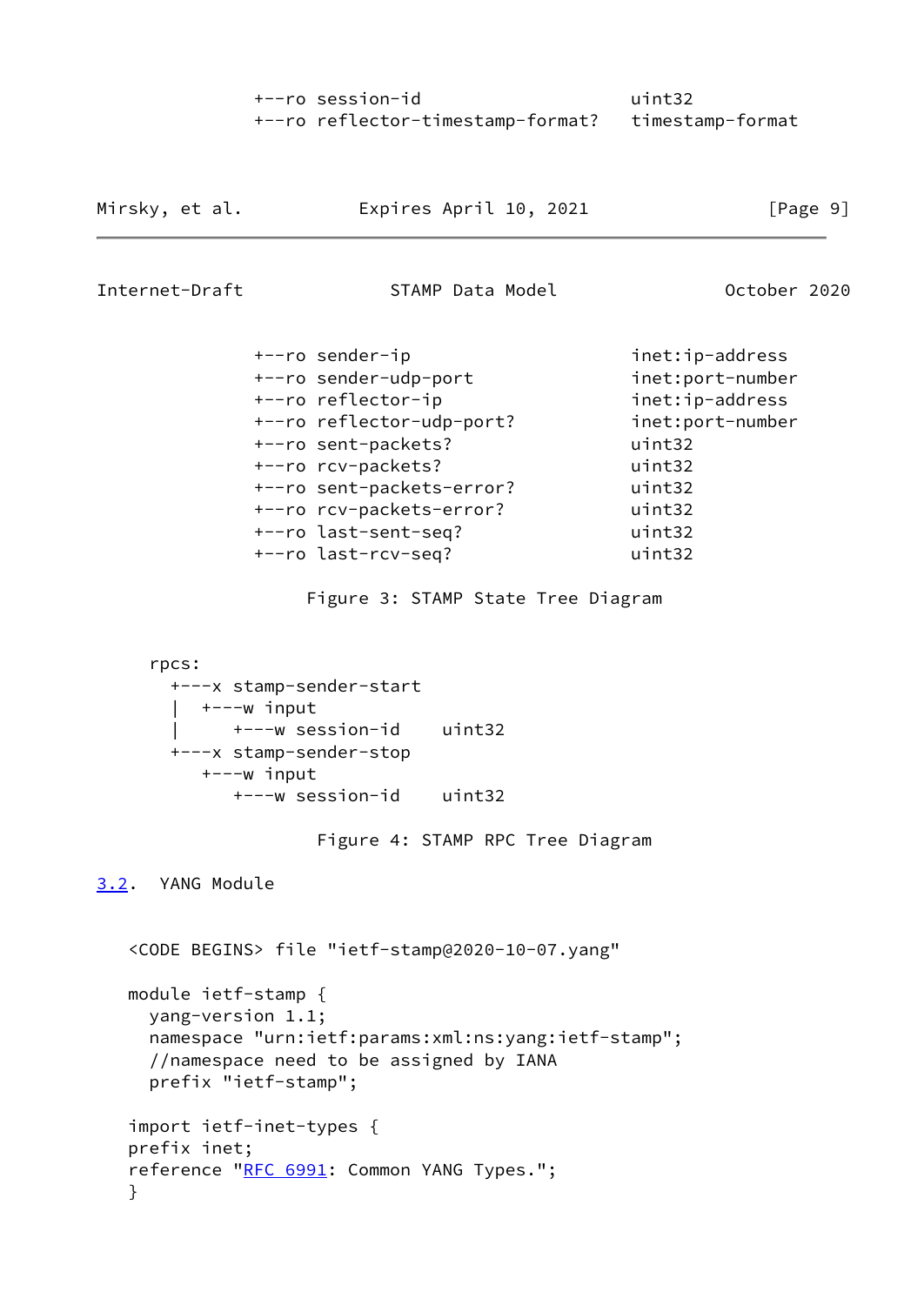```
             +--ro session-id                    uint32
             +--ro reflector-timestamp-format?   timestamp-format
```

```
             +--ro sender-ip                     inet:ip-address
             +--ro sender-udp-port               inet:port-number
             +--ro reflector-ip                  inet:ip-address
             +--ro reflector-udp-port?           inet:port-number
             +--ro sent-packets?                 uint32
             +--ro rcv-packets?                  uint32
             +--ro sent-packets-error?           uint32
             +--ro rcv-packets-error?            uint32
             +--ro last-sent-seq?                uint32
             +--ro last-rcv-seq?                 uint32
```

Figure 3: STAMP State Tree Diagram

```
     rpcs:
       +---x stamp-sender-start
       |  +---w input
       |     +---w session-id    uint32
       +---x stamp-sender-stop
          +---w input
             +---w session-id    uint32
```

Figure 4: STAMP RPC Tree Diagram

## 3.2. YANG Module

```
   <CODE BEGINS> file "ietf-stamp@2020-10-07.yang"

   module ietf-stamp {
     yang-version 1.1;
     namespace "urn:ietf:params:xml:ns:yang:ietf-stamp";
     //namespace need to be assigned by IANA
     prefix "ietf-stamp";

   import ietf-inet-types {
   prefix inet;
   reference "RFC 6991: Common YANG Types.";
   }
```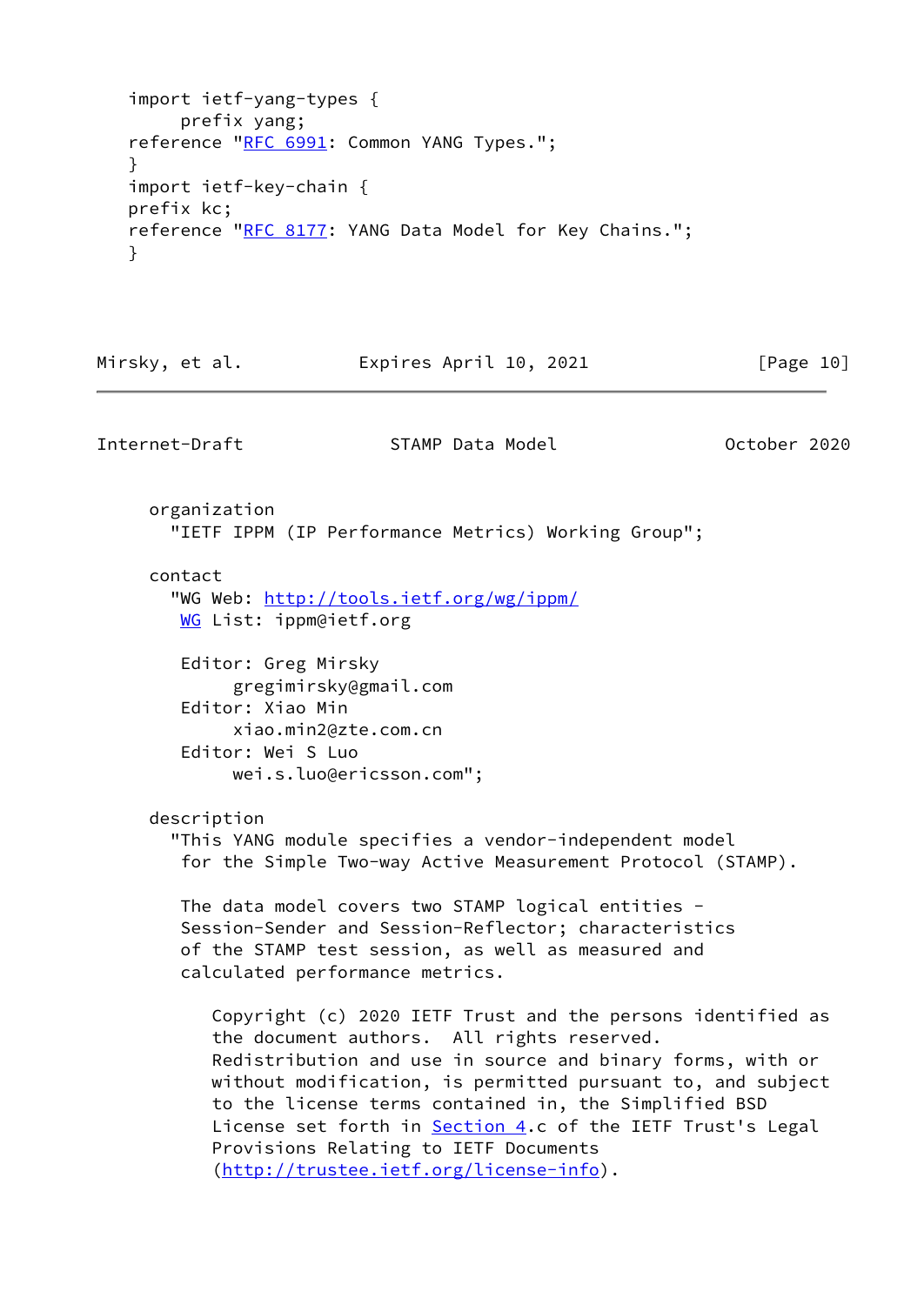```
   import ietf-yang-types {
       prefix yang;
   reference "RFC 6991: Common YANG Types.";
   }
   import ietf-key-chain {
   prefix kc;
   reference "RFC 8177: YANG Data Model for Key Chains.";
   }
```

```
      organization
        "IETF IPPM (IP Performance Metrics) Working Group";

      contact
        "WG Web: http://tools.ietf.org/wg/ippm/
         WG List: ippm@ietf.org

         Editor: Greg Mirsky
              gregimirsky@gmail.com
         Editor: Xiao Min
              xiao.min2@zte.com.cn
         Editor: Wei S Luo
              wei.s.luo@ericsson.com";

      description
        "This YANG module specifies a vendor-independent model
         for the Simple Two-way Active Measurement Protocol (STAMP).

         The data model covers two STAMP logical entities -
         Session-Sender and Session-Reflector; characteristics
         of the STAMP test session, as well as measured and
         calculated performance metrics.

            Copyright (c) 2020 IETF Trust and the persons identified as
            the document authors.  All rights reserved.
            Redistribution and use in source and binary forms, with or
            without modification, is permitted pursuant to, and subject
            to the license terms contained in, the Simplified BSD
            License set forth in Section 4.c of the IETF Trust's Legal
            Provisions Relating to IETF Documents
            (http://trustee.ietf.org/license-info).
```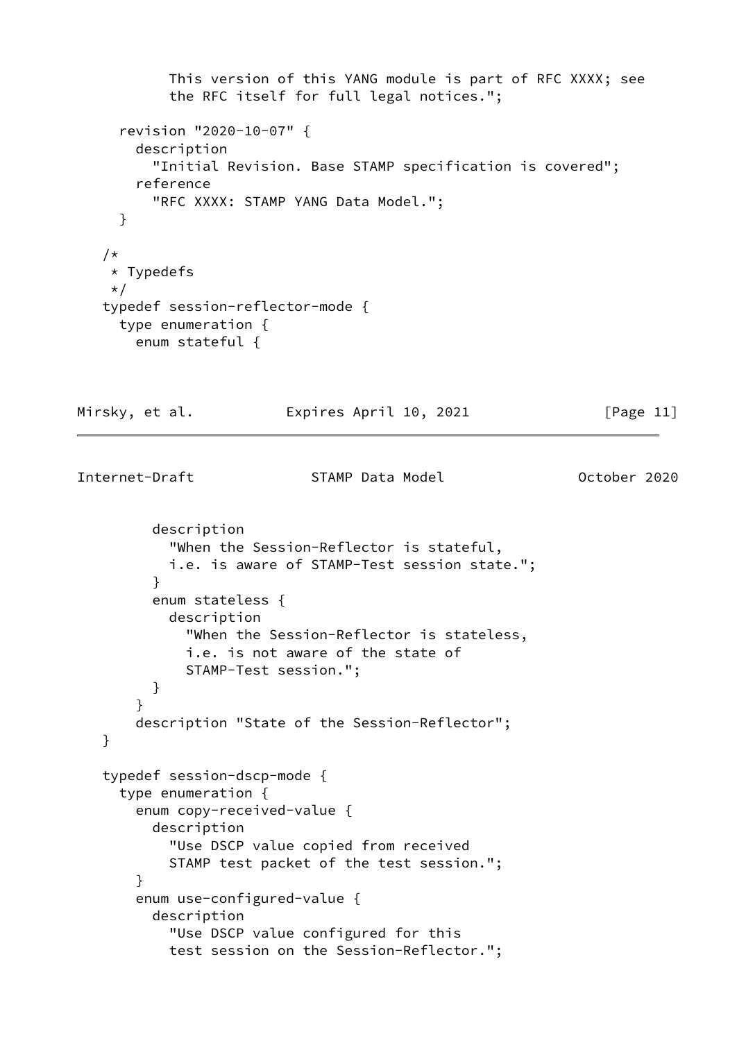```
           This version of this YANG module is part of RFC XXXX; see
           the RFC itself for full legal notices.";

     revision "2020-10-07" {
       description
         "Initial Revision. Base STAMP specification is covered";
       reference
         "RFC XXXX: STAMP YANG Data Model.";
     }

   /*
    * Typedefs
    */
   typedef session-reflector-mode {
     type enumeration {
       enum stateful {
         description
           "When the Session-Reflector is stateful,
           i.e. is aware of STAMP-Test session state.";
         }
         enum stateless {
           description
             "When the Session-Reflector is stateless,
             i.e. is not aware of the state of
             STAMP-Test session.";
         }
       }
       description "State of the Session-Reflector";
   }

   typedef session-dscp-mode {
     type enumeration {
       enum copy-received-value {
         description
           "Use DSCP value copied from received
           STAMP test packet of the test session.";
       }
       enum use-configured-value {
         description
           "Use DSCP value configured for this
           test session on the Session-Reflector.";
```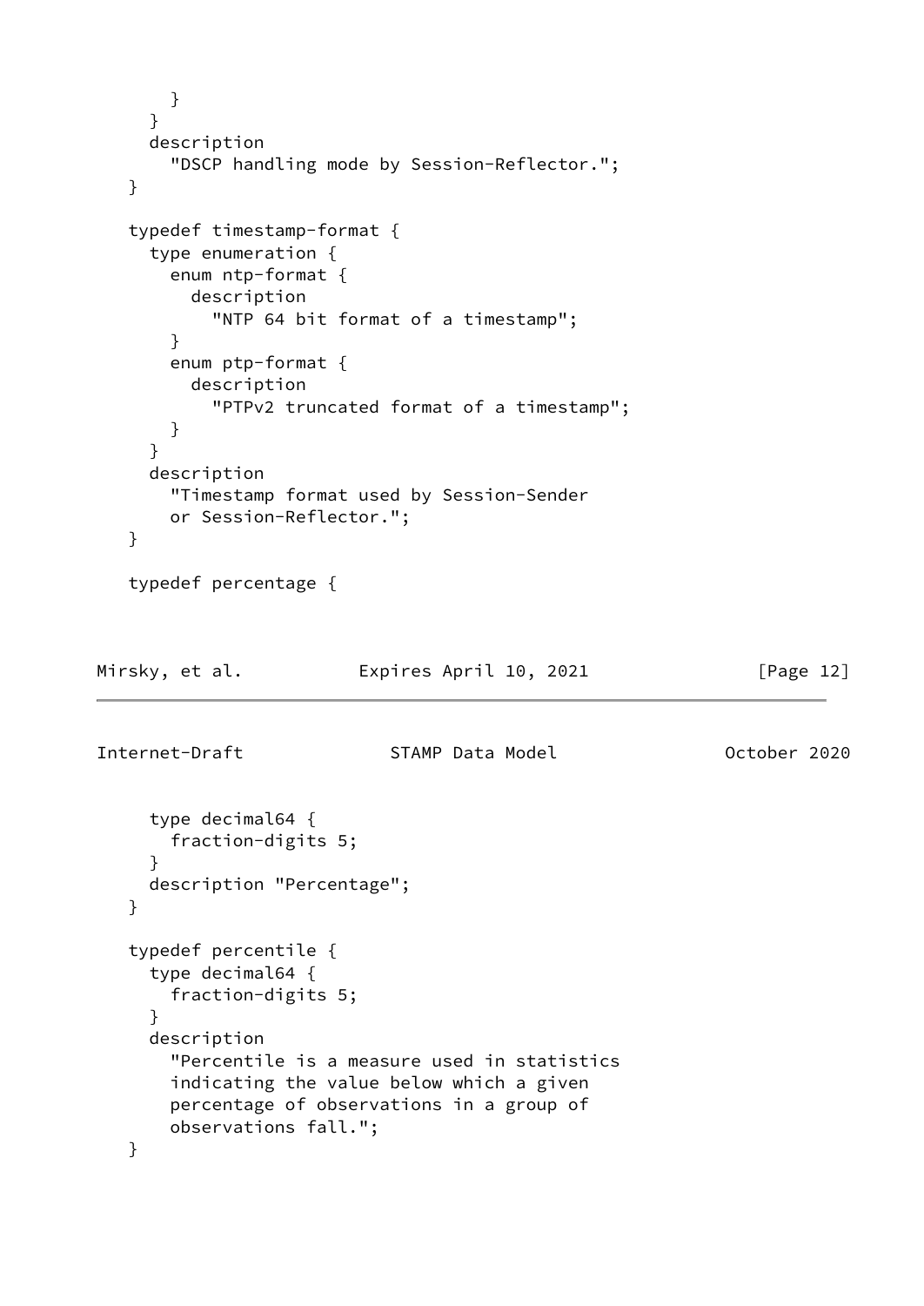```
      }
    }
    description
      "DSCP handling mode by Session-Reflector.";
  }

  typedef timestamp-format {
    type enumeration {
      enum ntp-format {
        description
          "NTP 64 bit format of a timestamp";
      }
      enum ptp-format {
        description
          "PTPv2 truncated format of a timestamp";
      }
    }
    description
      "Timestamp format used by Session-Sender
      or Session-Reflector.";
  }

  typedef percentage {
    type decimal64 {
      fraction-digits 5;
    }
    description "Percentage";
  }

  typedef percentile {
    type decimal64 {
      fraction-digits 5;
    }
    description
      "Percentile is a measure used in statistics
      indicating the value below which a given
      percentage of observations in a group of
      observations fall.";
  }
```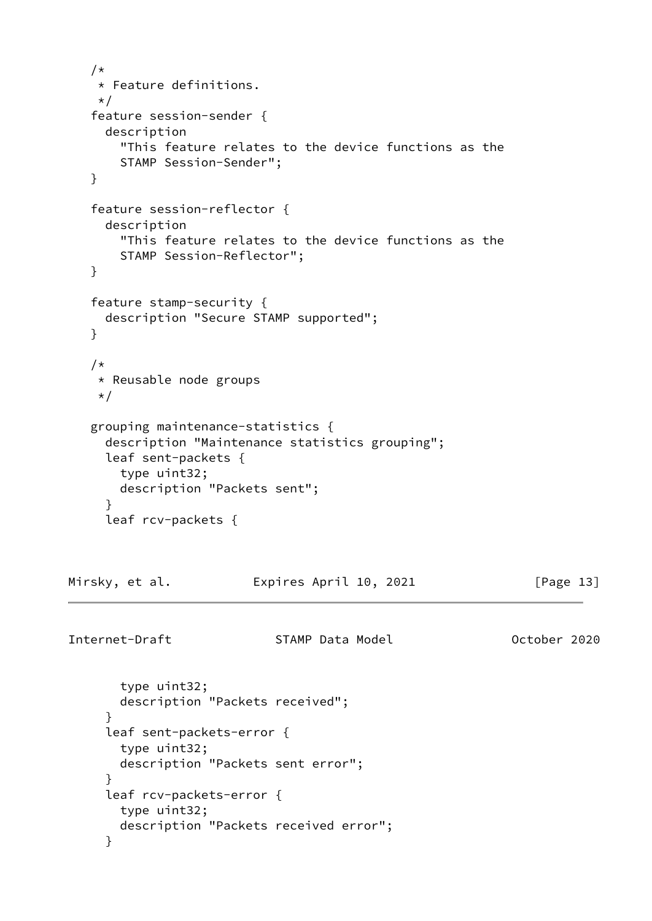```
   /*
    * Feature definitions.
    */
   feature session-sender {
     description
       "This feature relates to the device functions as the
       STAMP Session-Sender";
   }

   feature session-reflector {
     description
       "This feature relates to the device functions as the
       STAMP Session-Reflector";
   }

   feature stamp-security {
     description "Secure STAMP supported";
   }

   /*
    * Reusable node groups
    */

   grouping maintenance-statistics {
     description "Maintenance statistics grouping";
     leaf sent-packets {
       type uint32;
       description "Packets sent";
     }
     leaf rcv-packets {
       type uint32;
       description "Packets received";
     }
     leaf sent-packets-error {
       type uint32;
       description "Packets sent error";
     }
     leaf rcv-packets-error {
       type uint32;
       description "Packets received error";
     }
```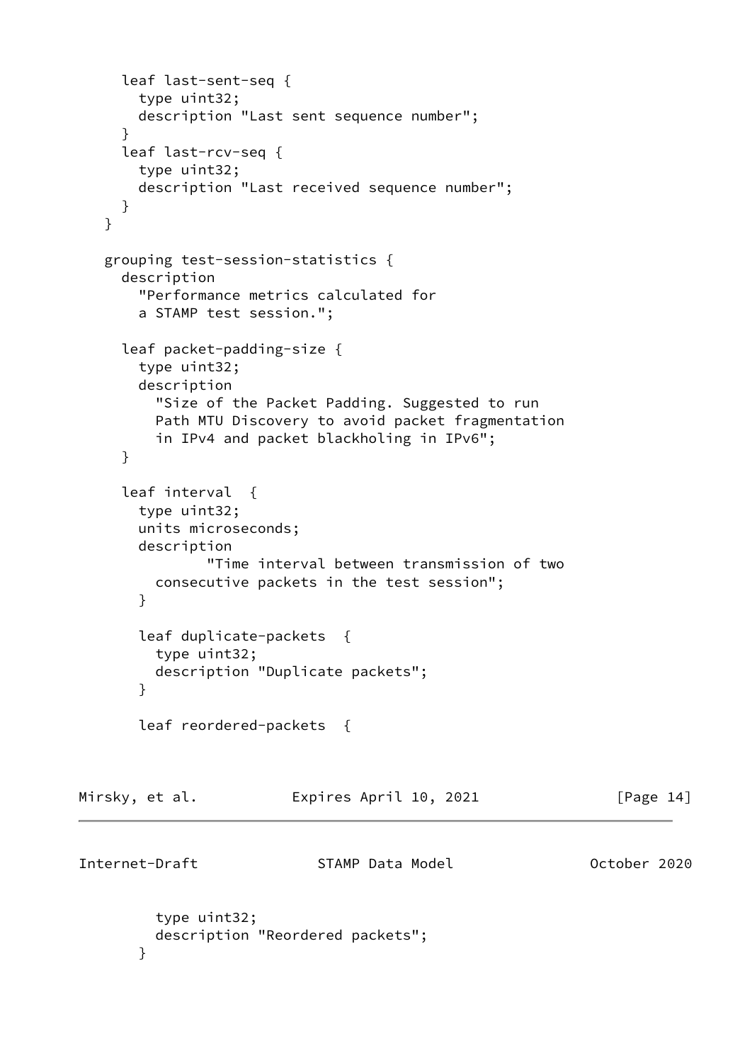```
      leaf last-sent-seq {
        type uint32;
        description "Last sent sequence number";
      }
      leaf last-rcv-seq {
        type uint32;
        description "Last received sequence number";
      }
    }

    grouping test-session-statistics {
      description
        "Performance metrics calculated for
        a STAMP test session.";

      leaf packet-padding-size {
        type uint32;
        description
          "Size of the Packet Padding. Suggested to run
          Path MTU Discovery to avoid packet fragmentation
          in IPv4 and packet blackholing in IPv6";
      }

      leaf interval  {
        type uint32;
        units microseconds;
        description
                "Time interval between transmission of two
          consecutive packets in the test session";
        }

        leaf duplicate-packets  {
          type uint32;
          description "Duplicate packets";
        }

        leaf reordered-packets  {
          type uint32;
          description "Reordered packets";
        }
```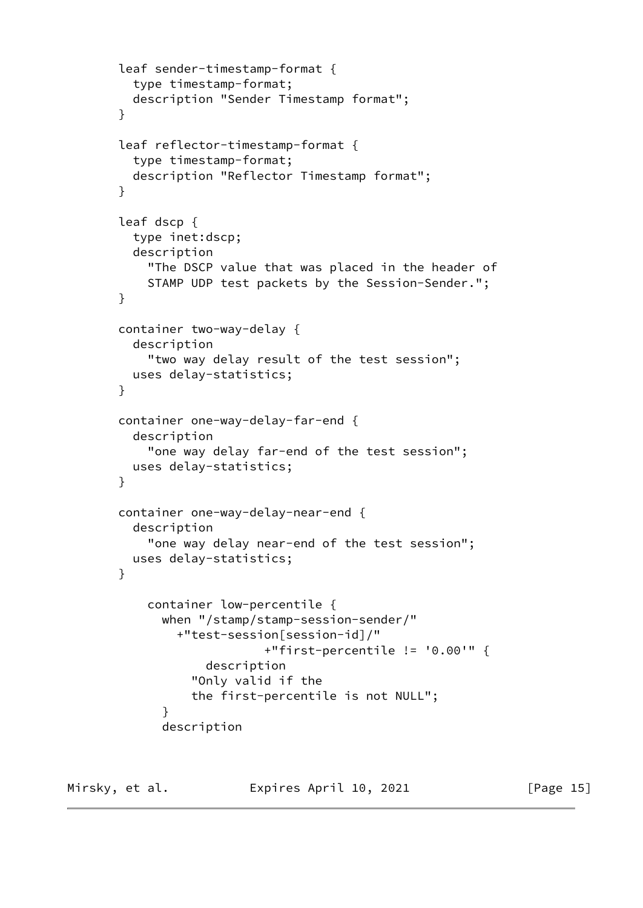```
        leaf sender-timestamp-format {
          type timestamp-format;
          description "Sender Timestamp format";
        }

        leaf reflector-timestamp-format {
          type timestamp-format;
          description "Reflector Timestamp format";
        }

        leaf dscp {
          type inet:dscp;
          description
            "The DSCP value that was placed in the header of
            STAMP UDP test packets by the Session-Sender.";
        }

        container two-way-delay {
          description
            "two way delay result of the test session";
          uses delay-statistics;
        }

        container one-way-delay-far-end {
          description
            "one way delay far-end of the test session";
          uses delay-statistics;
        }

        container one-way-delay-near-end {
          description
            "one way delay near-end of the test session";
          uses delay-statistics;
        }

            container low-percentile {
              when "/stamp/stamp-session-sender/"
                +"test-session[session-id]/"
                            +"first-percentile != '0.00'" {
                    description
                  "Only valid if the
                  the first-percentile is not NULL";
              }
              description
```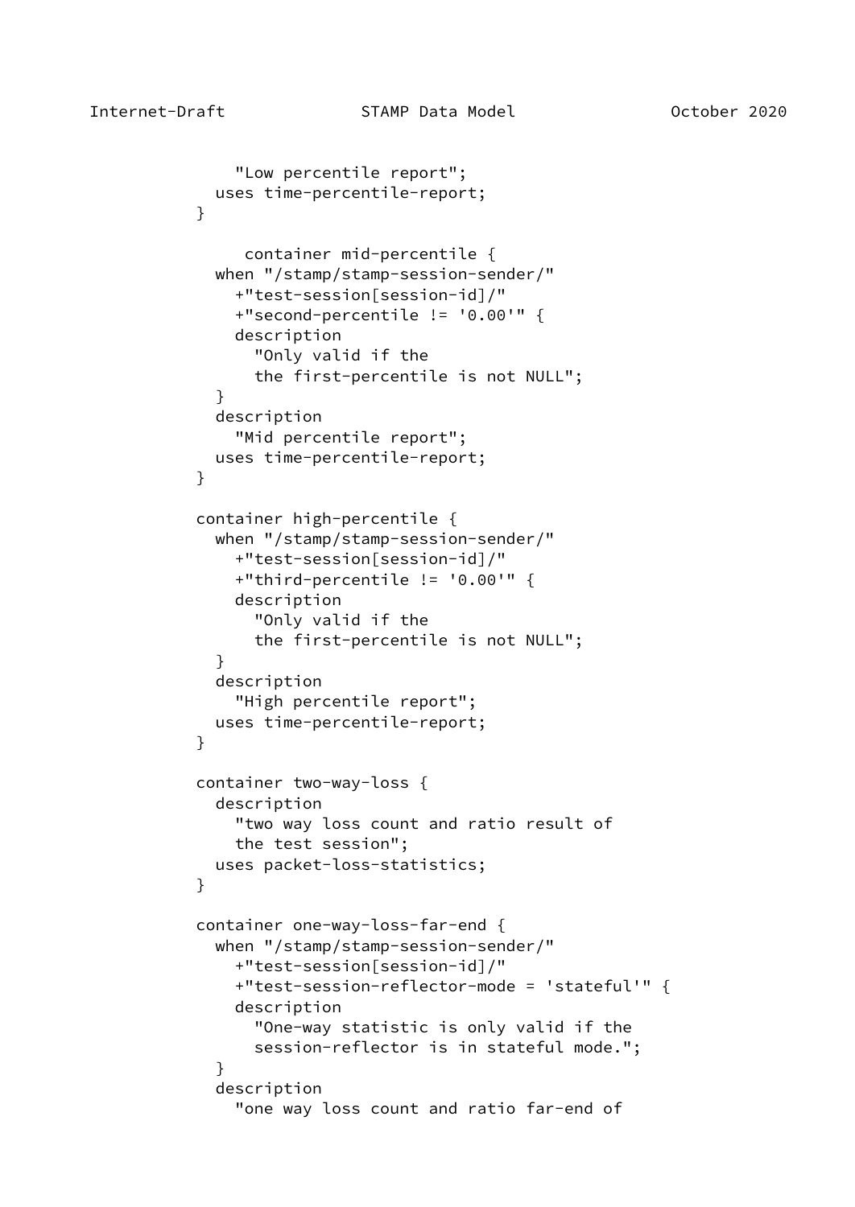```
                "Low percentile report";
              uses time-percentile-report;
            }

                 container mid-percentile {
              when "/stamp/stamp-session-sender/"
                +"test-session[session-id]/"
                +"second-percentile != '0.00'" {
                description
                  "Only valid if the
                  the first-percentile is not NULL";
              }
              description
                "Mid percentile report";
              uses time-percentile-report;
            }

            container high-percentile {
              when "/stamp/stamp-session-sender/"
                +"test-session[session-id]/"
                +"third-percentile != '0.00'" {
                description
                  "Only valid if the
                  the first-percentile is not NULL";
              }
              description
                "High percentile report";
              uses time-percentile-report;
            }

            container two-way-loss {
              description
                "two way loss count and ratio result of
                the test session";
              uses packet-loss-statistics;
            }

            container one-way-loss-far-end {
              when "/stamp/stamp-session-sender/"
                +"test-session[session-id]/"
                +"test-session-reflector-mode = 'stateful'" {
                description
                  "One-way statistic is only valid if the
                  session-reflector is in stateful mode.";
              }
              description
                "one way loss count and ratio far-end of
```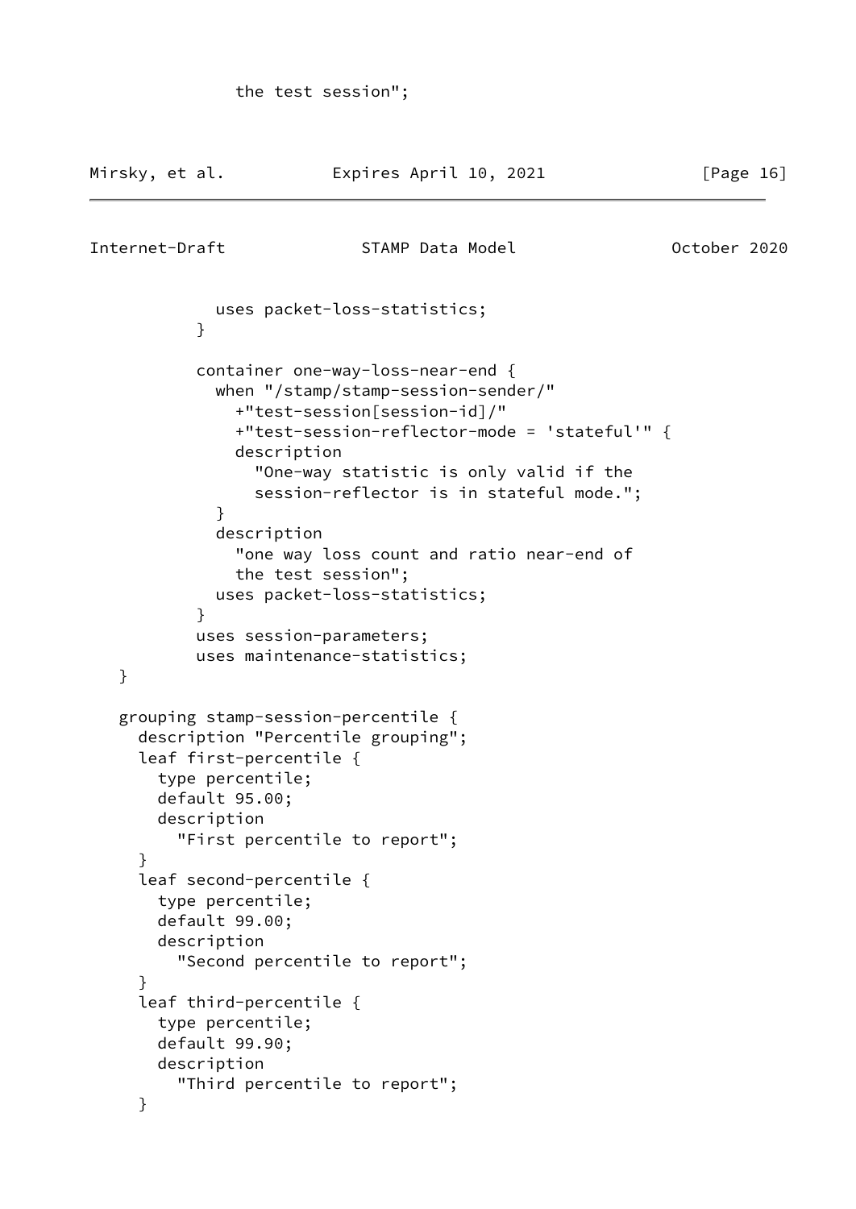```
              the test session";
```

```
            uses packet-loss-statistics;
          }

          container one-way-loss-near-end {
            when "/stamp/stamp-session-sender/"
              +"test-session[session-id]/"
              +"test-session-reflector-mode = 'stateful'" {
              description
                "One-way statistic is only valid if the
                session-reflector is in stateful mode.";
            }
            description
              "one way loss count and ratio near-end of
              the test session";
            uses packet-loss-statistics;
          }
          uses session-parameters;
          uses maintenance-statistics;
   }

   grouping stamp-session-percentile {
     description "Percentile grouping";
     leaf first-percentile {
       type percentile;
       default 95.00;
       description
         "First percentile to report";
     }
     leaf second-percentile {
       type percentile;
       default 99.00;
       description
         "Second percentile to report";
     }
     leaf third-percentile {
       type percentile;
       default 99.90;
       description
         "Third percentile to report";
     }
```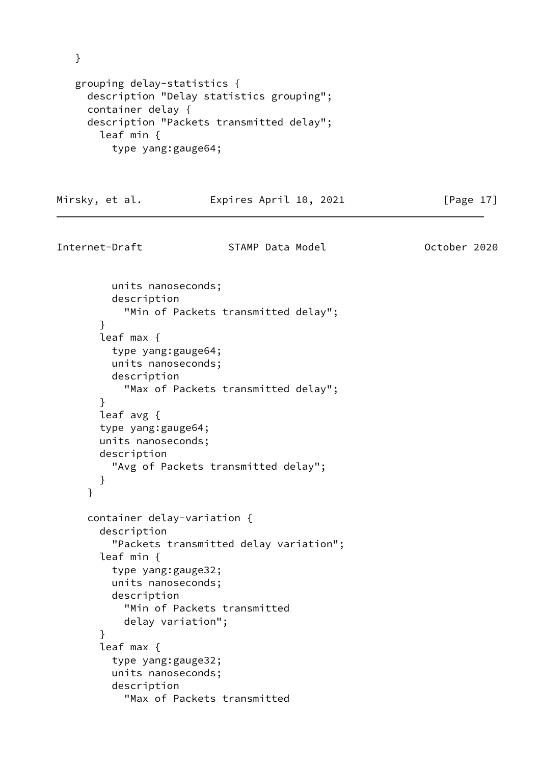```
   }

   grouping delay-statistics {
     description "Delay statistics grouping";
     container delay {
     description "Packets transmitted delay";
       leaf min {
         type yang:gauge64;
         units nanoseconds;
         description
           "Min of Packets transmitted delay";
       }
       leaf max {
         type yang:gauge64;
         units nanoseconds;
         description
           "Max of Packets transmitted delay";
       }
       leaf avg {
       type yang:gauge64;
       units nanoseconds;
       description
         "Avg of Packets transmitted delay";
       }
     }

     container delay-variation {
       description
         "Packets transmitted delay variation";
       leaf min {
         type yang:gauge32;
         units nanoseconds;
         description
           "Min of Packets transmitted
           delay variation";
       }
       leaf max {
         type yang:gauge32;
         units nanoseconds;
         description
           "Max of Packets transmitted
```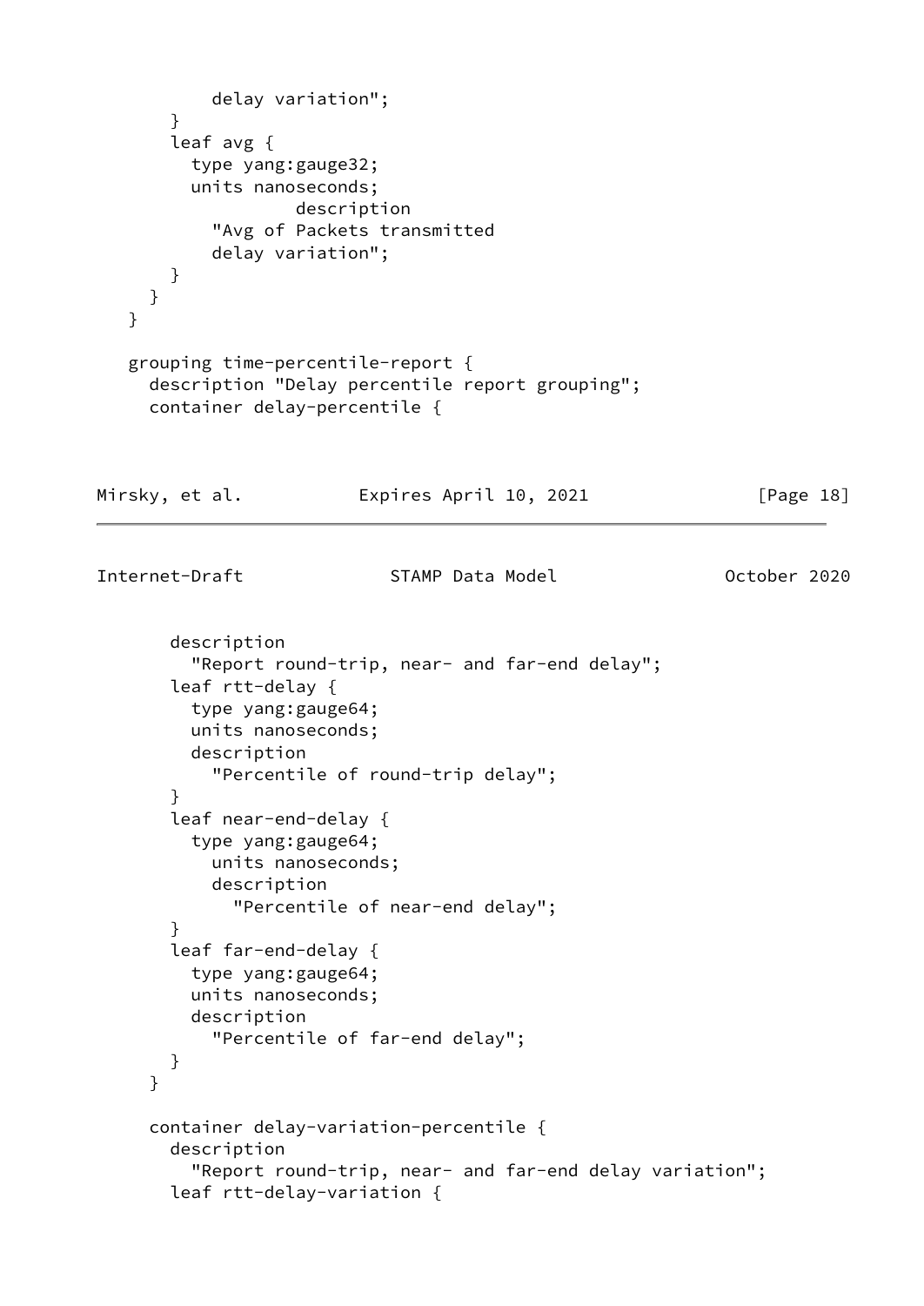```
           delay variation";
       }
       leaf avg {
         type yang:gauge32;
         units nanoseconds;
                   description
           "Avg of Packets transmitted
           delay variation";
       }
     }
   }

   grouping time-percentile-report {
     description "Delay percentile report grouping";
     container delay-percentile {
```

```
       description
         "Report round-trip, near- and far-end delay";
       leaf rtt-delay {
         type yang:gauge64;
         units nanoseconds;
         description
           "Percentile of round-trip delay";
       }
       leaf near-end-delay {
         type yang:gauge64;
           units nanoseconds;
           description
             "Percentile of near-end delay";
       }
       leaf far-end-delay {
         type yang:gauge64;
         units nanoseconds;
         description
           "Percentile of far-end delay";
       }
     }

     container delay-variation-percentile {
       description
         "Report round-trip, near- and far-end delay variation";
       leaf rtt-delay-variation {
```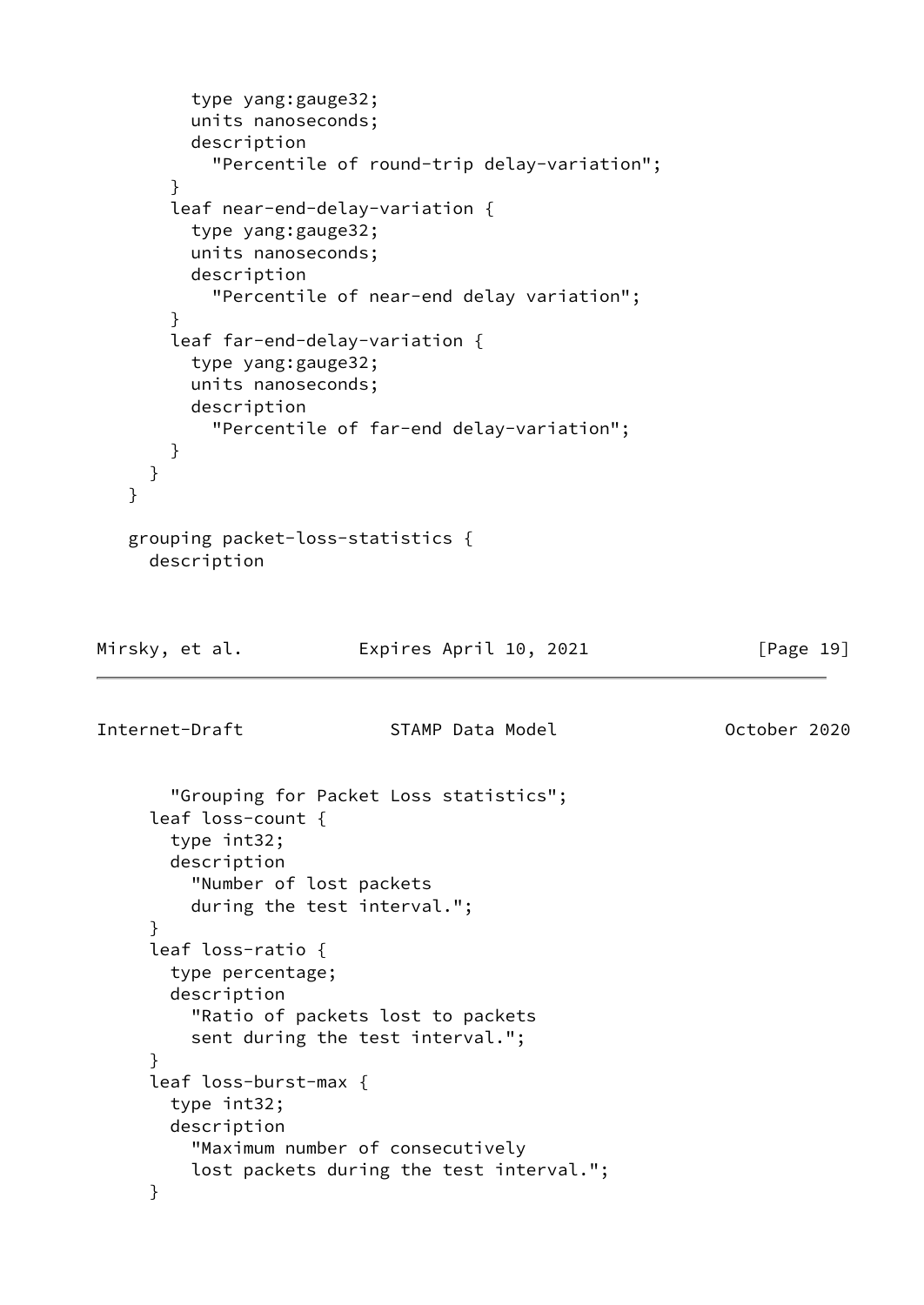```
          type yang:gauge32;
          units nanoseconds;
          description
            "Percentile of round-trip delay-variation";
        }
        leaf near-end-delay-variation {
          type yang:gauge32;
          units nanoseconds;
          description
            "Percentile of near-end delay variation";
        }
        leaf far-end-delay-variation {
          type yang:gauge32;
          units nanoseconds;
          description
            "Percentile of far-end delay-variation";
        }
      }
    }

    grouping packet-loss-statistics {
      description
        "Grouping for Packet Loss statistics";
      leaf loss-count {
        type int32;
        description
          "Number of lost packets
          during the test interval.";
      }
      leaf loss-ratio {
        type percentage;
        description
          "Ratio of packets lost to packets
          sent during the test interval.";
      }
      leaf loss-burst-max {
        type int32;
        description
          "Maximum number of consecutively
          lost packets during the test interval.";
      }
```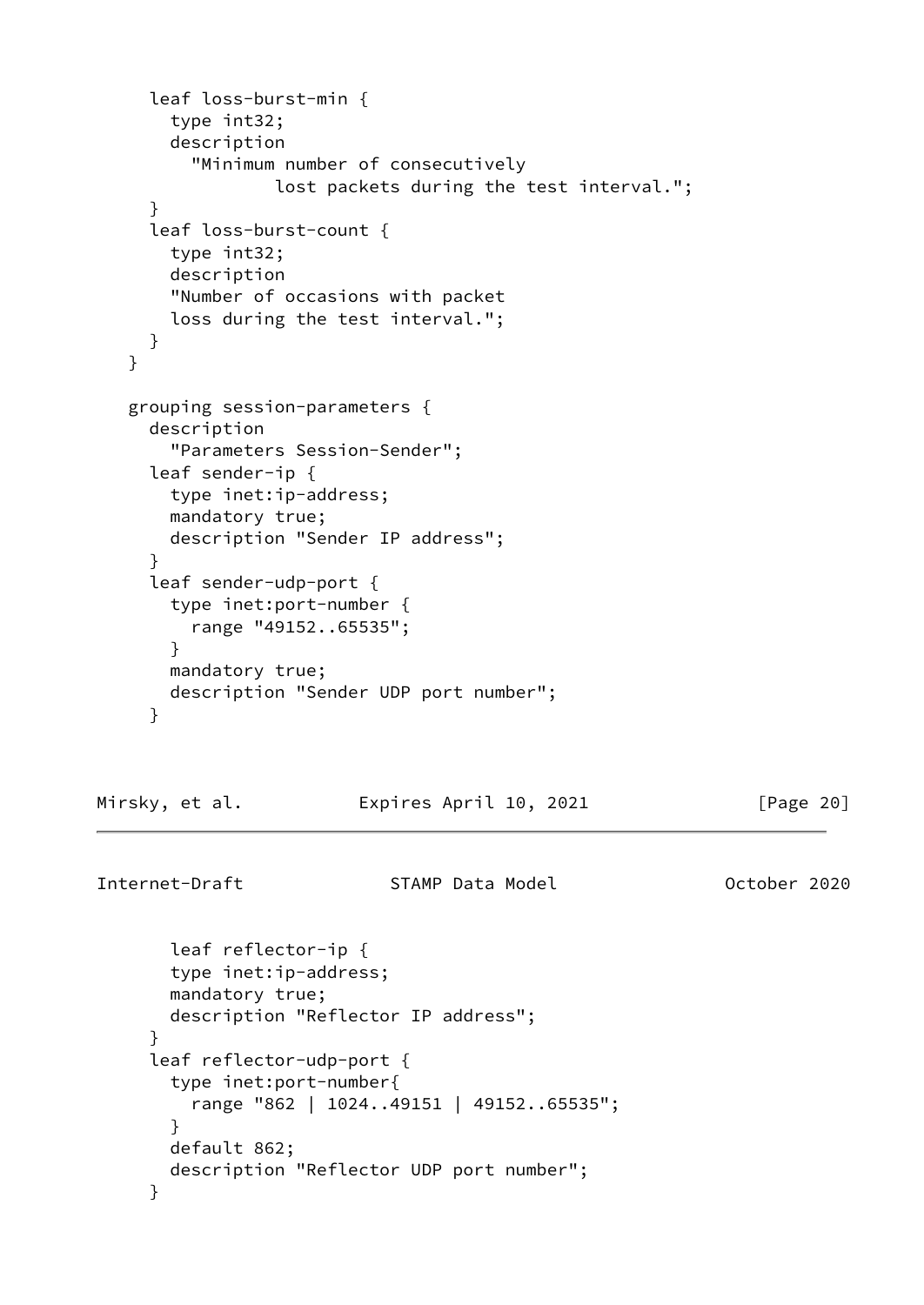```
      leaf loss-burst-min {
        type int32;
        description
          "Minimum number of consecutively
                  lost packets during the test interval.";
      }
      leaf loss-burst-count {
        type int32;
        description
        "Number of occasions with packet
        loss during the test interval.";
      }
    }

    grouping session-parameters {
      description
        "Parameters Session-Sender";
      leaf sender-ip {
        type inet:ip-address;
        mandatory true;
        description "Sender IP address";
      }
      leaf sender-udp-port {
        type inet:port-number {
          range "49152..65535";
        }
        mandatory true;
        description "Sender UDP port number";
      }
```

```
        leaf reflector-ip {
        type inet:ip-address;
        mandatory true;
        description "Reflector IP address";
      }
      leaf reflector-udp-port {
        type inet:port-number{
          range "862 | 1024..49151 | 49152..65535";
        }
        default 862;
        description "Reflector UDP port number";
      }
```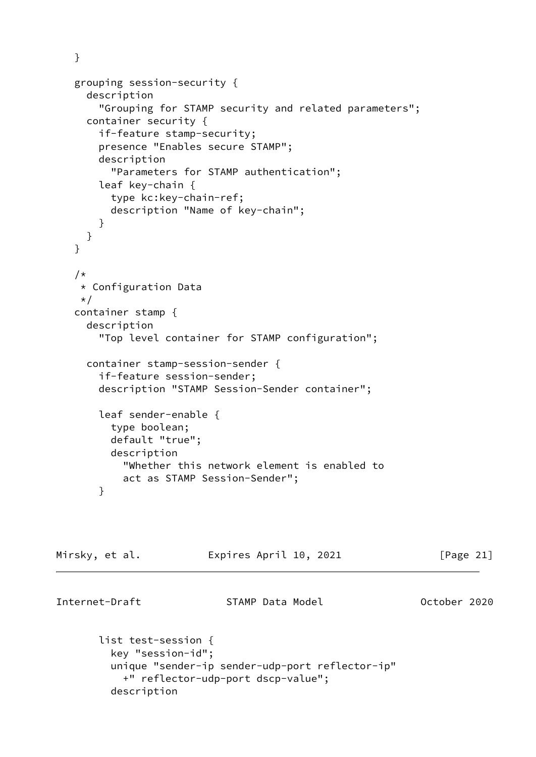```
   }

   grouping session-security {
     description
       "Grouping for STAMP security and related parameters";
     container security {
       if-feature stamp-security;
       presence "Enables secure STAMP";
       description
         "Parameters for STAMP authentication";
       leaf key-chain {
         type kc:key-chain-ref;
         description "Name of key-chain";
       }
     }
   }

   /*
    * Configuration Data
    */
   container stamp {
     description
       "Top level container for STAMP configuration";

     container stamp-session-sender {
       if-feature session-sender;
       description "STAMP Session-Sender container";

       leaf sender-enable {
         type boolean;
         default "true";
         description
           "Whether this network element is enabled to
           act as STAMP Session-Sender";
       }
```

```
       list test-session {
         key "session-id";
         unique "sender-ip sender-udp-port reflector-ip"
           +" reflector-udp-port dscp-value";
         description
```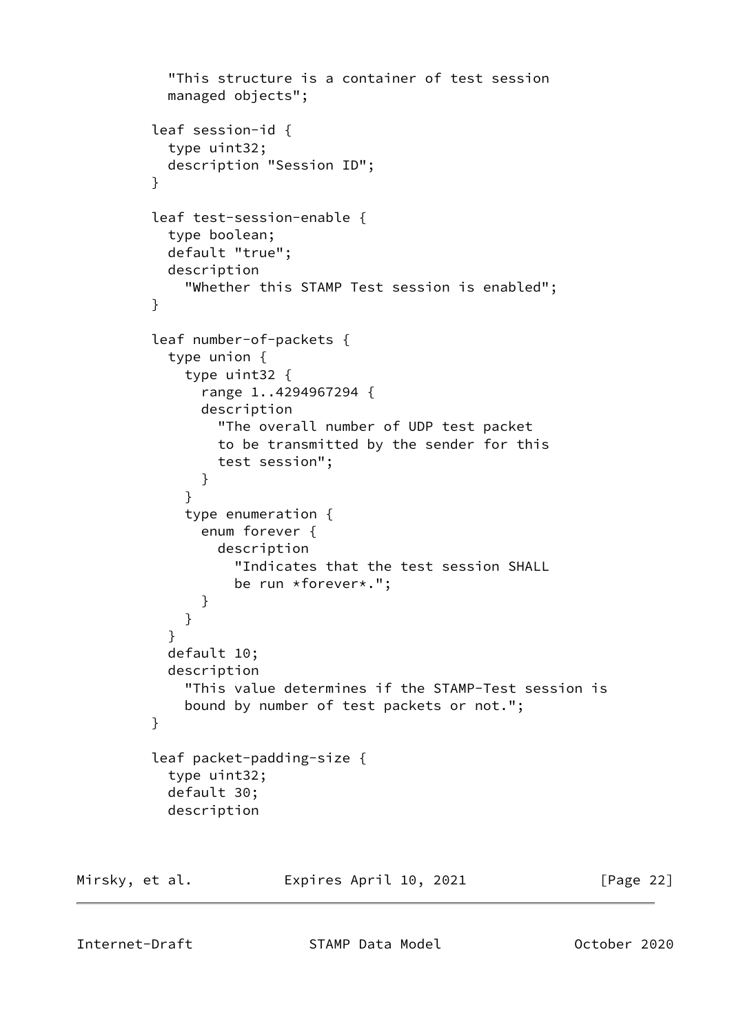```
          "This structure is a container of test session
          managed objects";

        leaf session-id {
          type uint32;
          description "Session ID";
        }

        leaf test-session-enable {
          type boolean;
          default "true";
          description
            "Whether this STAMP Test session is enabled";
        }

        leaf number-of-packets {
          type union {
            type uint32 {
              range 1..4294967294 {
              description
                "The overall number of UDP test packet
                to be transmitted by the sender for this
                test session";
              }
            }
            type enumeration {
              enum forever {
                description
                  "Indicates that the test session SHALL
                  be run *forever*.";
              }
            }
          }
          default 10;
          description
            "This value determines if the STAMP-Test session is
            bound by number of test packets or not.";
        }

        leaf packet-padding-size {
          type uint32;
          default 30;
          description
```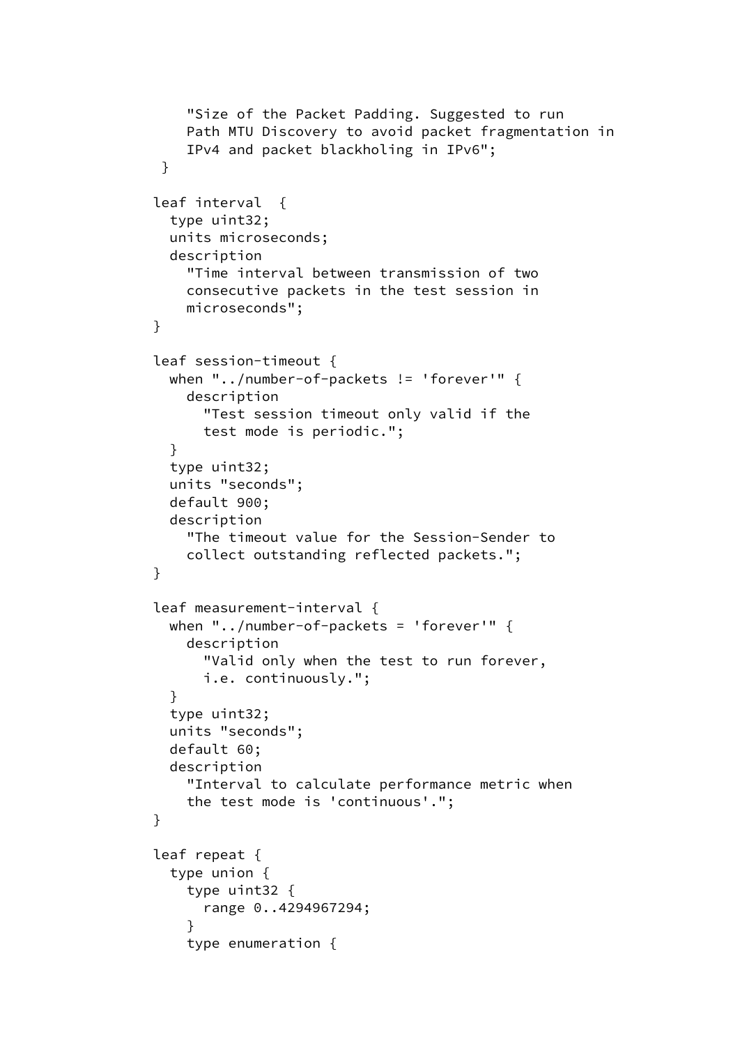```
            "Size of the Packet Padding. Suggested to run
            Path MTU Discovery to avoid packet fragmentation in
            IPv4 and packet blackholing in IPv6";
         }

        leaf interval  {
          type uint32;
          units microseconds;
          description
            "Time interval between transmission of two
            consecutive packets in the test session in
            microseconds";
        }

        leaf session-timeout {
          when "../number-of-packets != 'forever'" {
            description
              "Test session timeout only valid if the
              test mode is periodic.";
          }
          type uint32;
          units "seconds";
          default 900;
          description
            "The timeout value for the Session-Sender to
            collect outstanding reflected packets.";
        }

        leaf measurement-interval {
          when "../number-of-packets = 'forever'" {
            description
              "Valid only when the test to run forever,
              i.e. continuously.";
          }
          type uint32;
          units "seconds";
          default 60;
          description
            "Interval to calculate performance metric when
            the test mode is 'continuous'.";
        }

        leaf repeat {
          type union {
            type uint32 {
              range 0..4294967294;
            }
            type enumeration {
```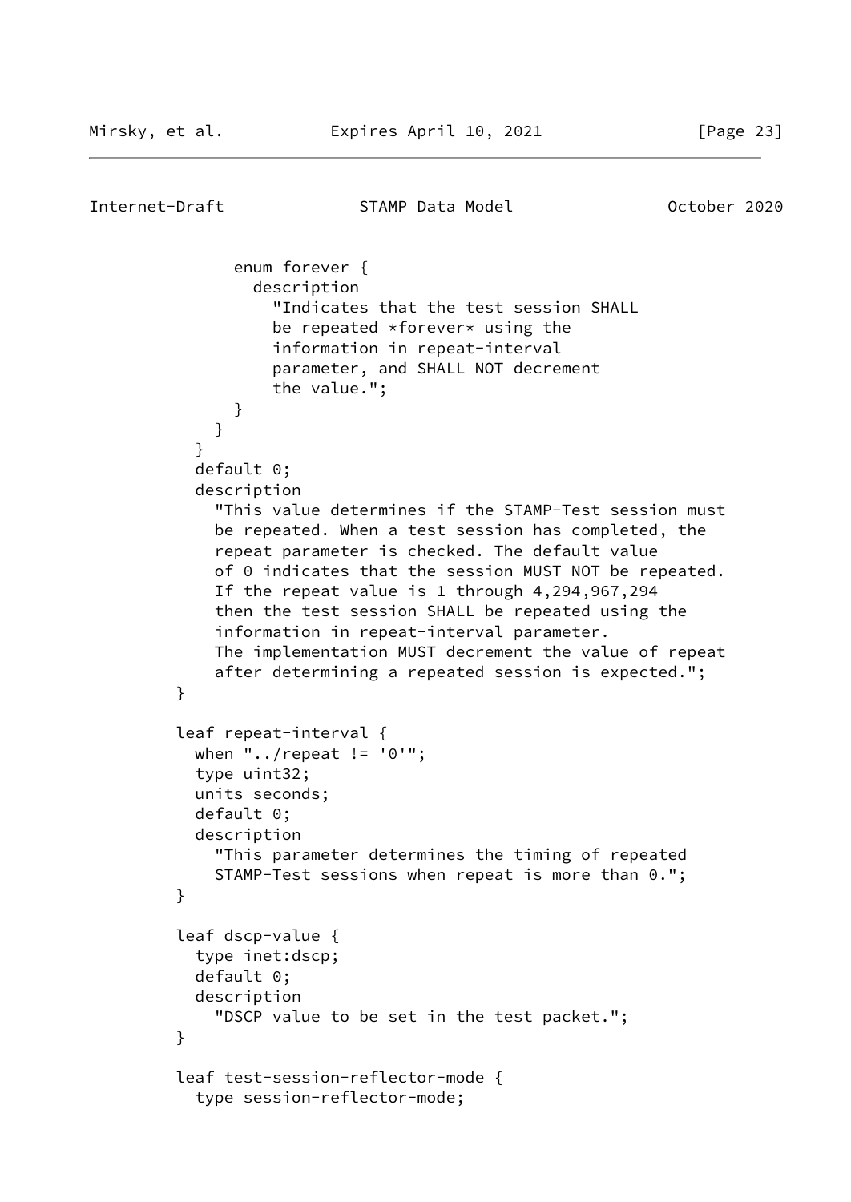```
              enum forever {
                description
                  "Indicates that the test session SHALL
                  be repeated *forever* using the
                  information in repeat-interval
                  parameter, and SHALL NOT decrement
                  the value.";
              }
            }
          }
          default 0;
          description
            "This value determines if the STAMP-Test session must
            be repeated. When a test session has completed, the
            repeat parameter is checked. The default value
            of 0 indicates that the session MUST NOT be repeated.
            If the repeat value is 1 through 4,294,967,294
            then the test session SHALL be repeated using the
            information in repeat-interval parameter.
            The implementation MUST decrement the value of repeat
            after determining a repeated session is expected.";
        }

        leaf repeat-interval {
          when "../repeat != '0'";
          type uint32;
          units seconds;
          default 0;
          description
            "This parameter determines the timing of repeated
            STAMP-Test sessions when repeat is more than 0.";
        }

        leaf dscp-value {
          type inet:dscp;
          default 0;
          description
            "DSCP value to be set in the test packet.";
        }

        leaf test-session-reflector-mode {
          type session-reflector-mode;
```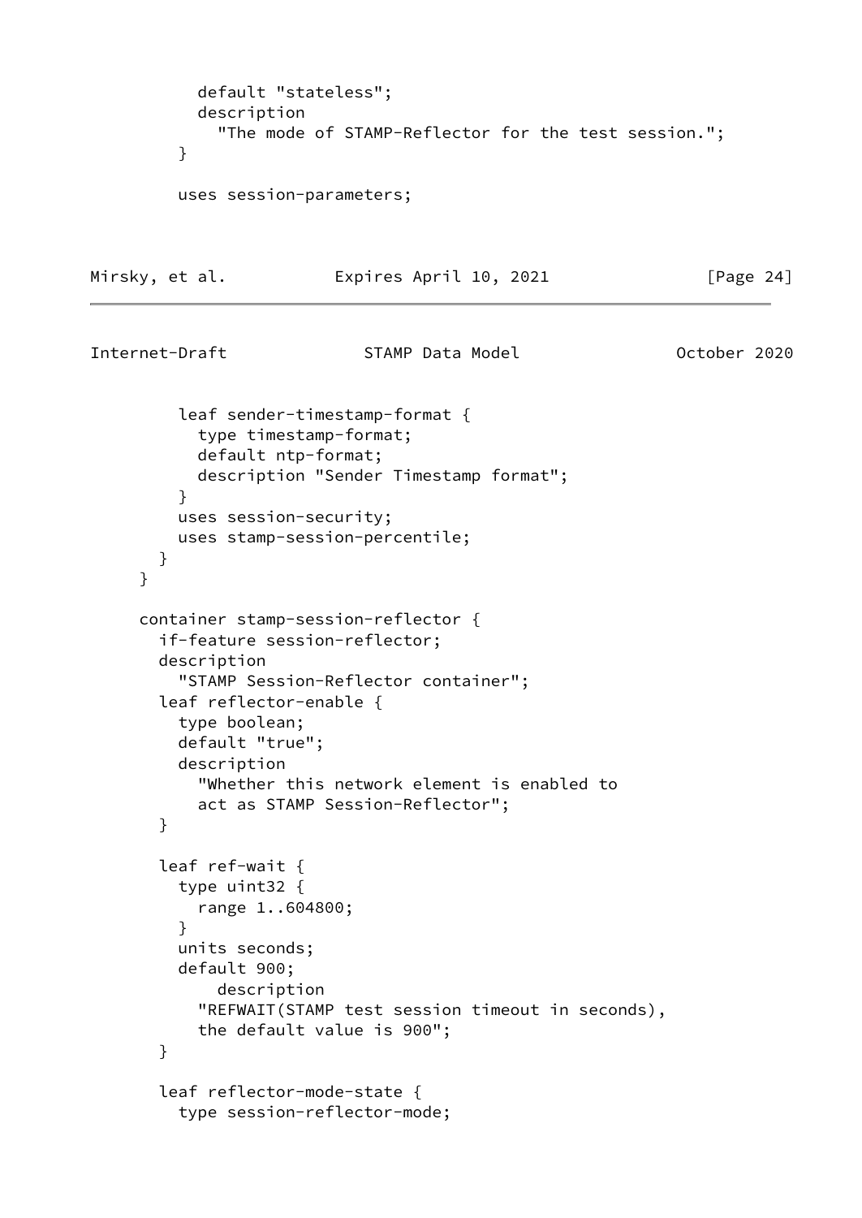```
          default "stateless";
          description
            "The mode of STAMP-Reflector for the test session.";
        }

        uses session-parameters;
```

```
        leaf sender-timestamp-format {
          type timestamp-format;
          default ntp-format;
          description "Sender Timestamp format";
        }
        uses session-security;
        uses stamp-session-percentile;
      }
    }

    container stamp-session-reflector {
      if-feature session-reflector;
      description
        "STAMP Session-Reflector container";
      leaf reflector-enable {
        type boolean;
        default "true";
        description
          "Whether this network element is enabled to
          act as STAMP Session-Reflector";
      }

      leaf ref-wait {
        type uint32 {
          range 1..604800;
        }
        units seconds;
        default 900;
            description
          "REFWAIT(STAMP test session timeout in seconds),
          the default value is 900";
      }

      leaf reflector-mode-state {
        type session-reflector-mode;
```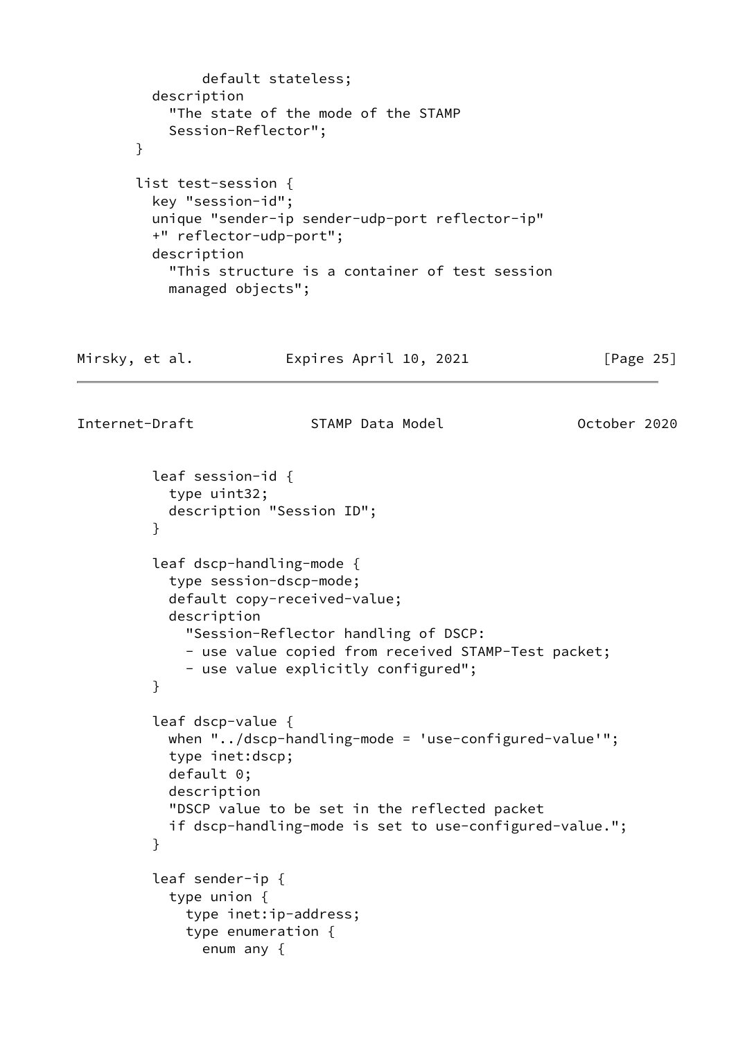```
            default stateless;
        description
          "The state of the mode of the STAMP
          Session-Reflector";
      }

      list test-session {
        key "session-id";
        unique "sender-ip sender-udp-port reflector-ip"
        +" reflector-udp-port";
        description
          "This structure is a container of test session
          managed objects";

        leaf session-id {
          type uint32;
          description "Session ID";
        }

        leaf dscp-handling-mode {
          type session-dscp-mode;
          default copy-received-value;
          description
            "Session-Reflector handling of DSCP:
            - use value copied from received STAMP-Test packet;
            - use value explicitly configured";
        }

        leaf dscp-value {
          when "../dscp-handling-mode = 'use-configured-value'";
          type inet:dscp;
          default 0;
          description
          "DSCP value to be set in the reflected packet
          if dscp-handling-mode is set to use-configured-value.";
        }

        leaf sender-ip {
          type union {
            type inet:ip-address;
            type enumeration {
              enum any {
```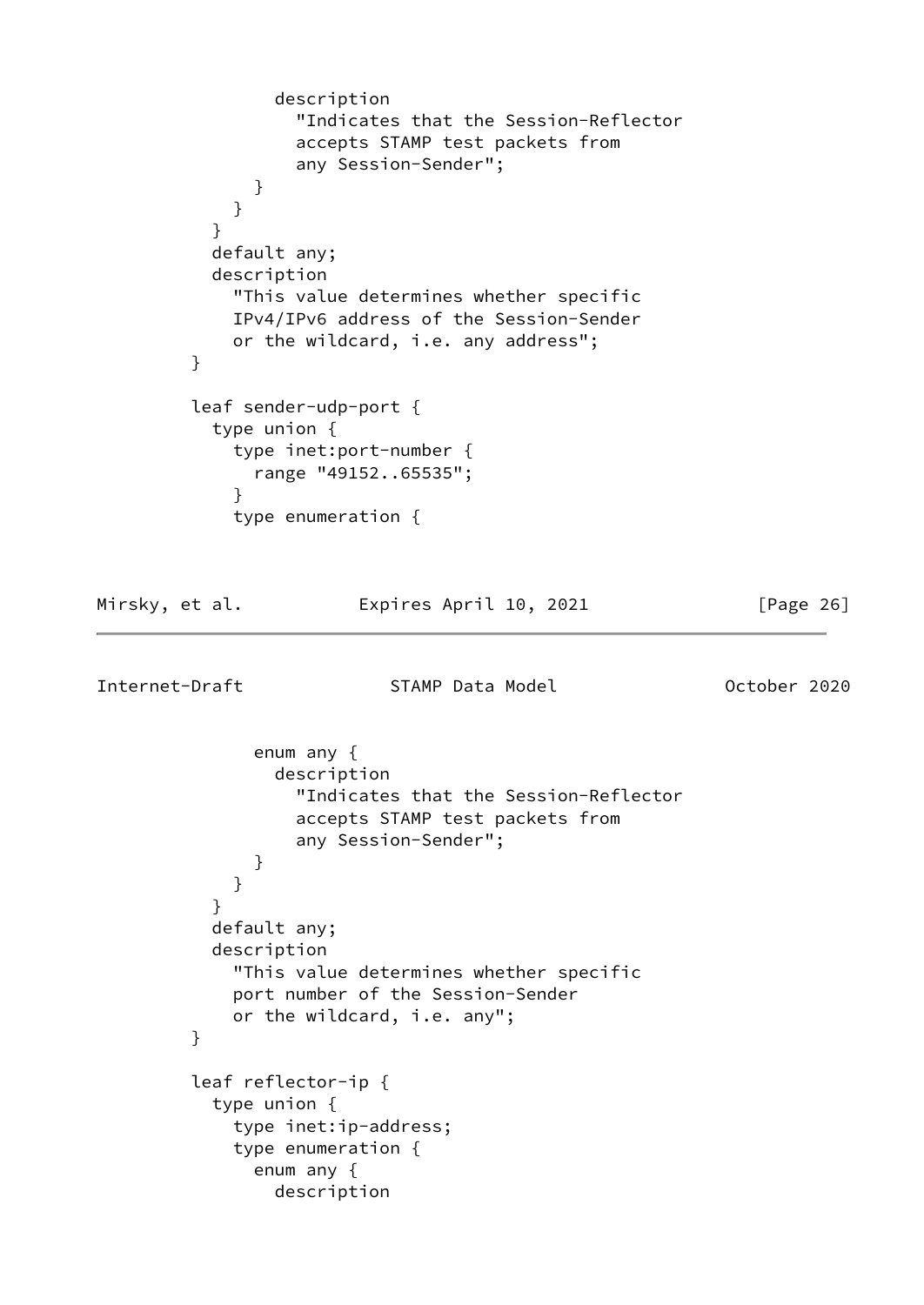```
                description
                  "Indicates that the Session-Reflector
                  accepts STAMP test packets from
                  any Session-Sender";
              }
            }
          }
          default any;
          description
            "This value determines whether specific
            IPv4/IPv6 address of the Session-Sender
            or the wildcard, i.e. any address";
        }

        leaf sender-udp-port {
          type union {
            type inet:port-number {
              range "49152..65535";
            }
            type enumeration {
              enum any {
                description
                  "Indicates that the Session-Reflector
                  accepts STAMP test packets from
                  any Session-Sender";
              }
            }
          }
          default any;
          description
            "This value determines whether specific
            port number of the Session-Sender
            or the wildcard, i.e. any";
        }

        leaf reflector-ip {
          type union {
            type inet:ip-address;
            type enumeration {
              enum any {
                description
```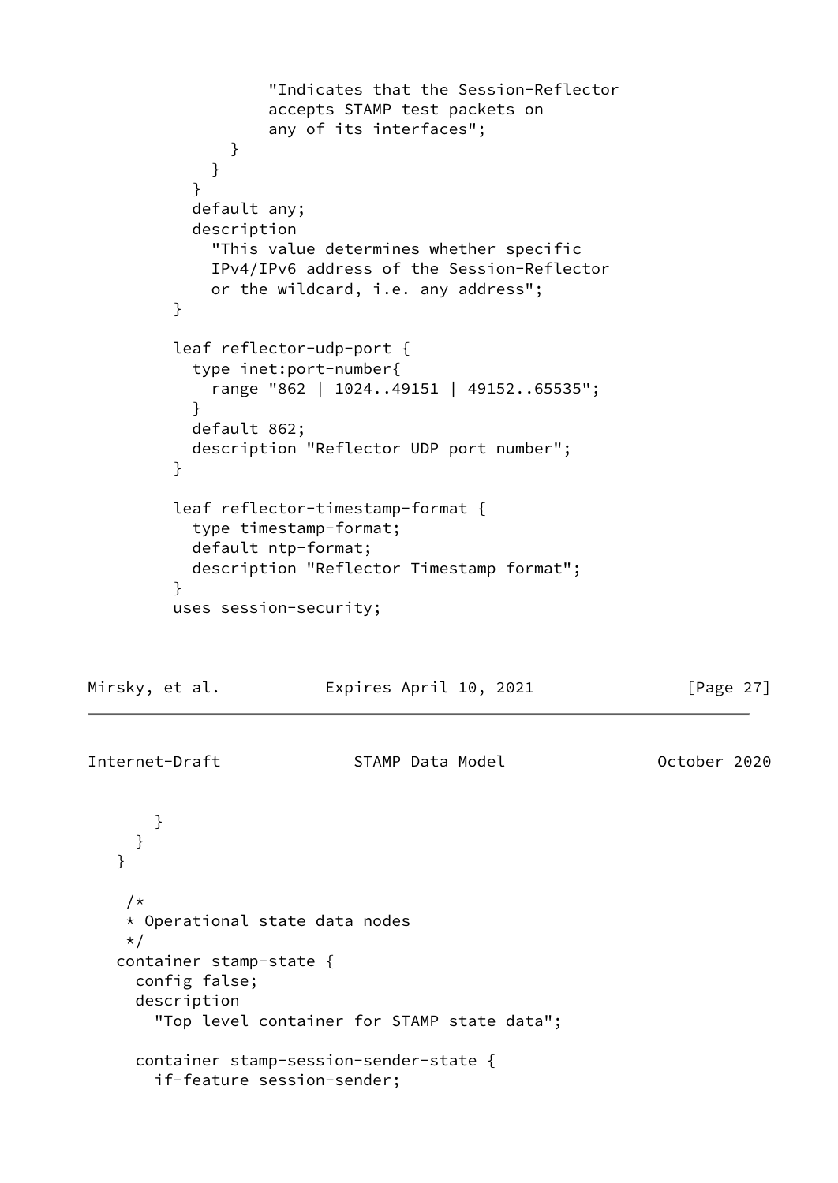```
                  "Indicates that the Session-Reflector
                  accepts STAMP test packets on
                  any of its interfaces";
              }
            }
          }
          default any;
          description
            "This value determines whether specific
            IPv4/IPv6 address of the Session-Reflector
            or the wildcard, i.e. any address";
        }

        leaf reflector-udp-port {
          type inet:port-number{
            range "862 | 1024..49151 | 49152..65535";
          }
          default 862;
          description "Reflector UDP port number";
        }

        leaf reflector-timestamp-format {
          type timestamp-format;
          default ntp-format;
          description "Reflector Timestamp format";
        }
        uses session-security;
```

```
      }
    }
  }

    /*
    * Operational state data nodes
    */
   container stamp-state {
     config false;
     description
       "Top level container for STAMP state data";

     container stamp-session-sender-state {
       if-feature session-sender;
```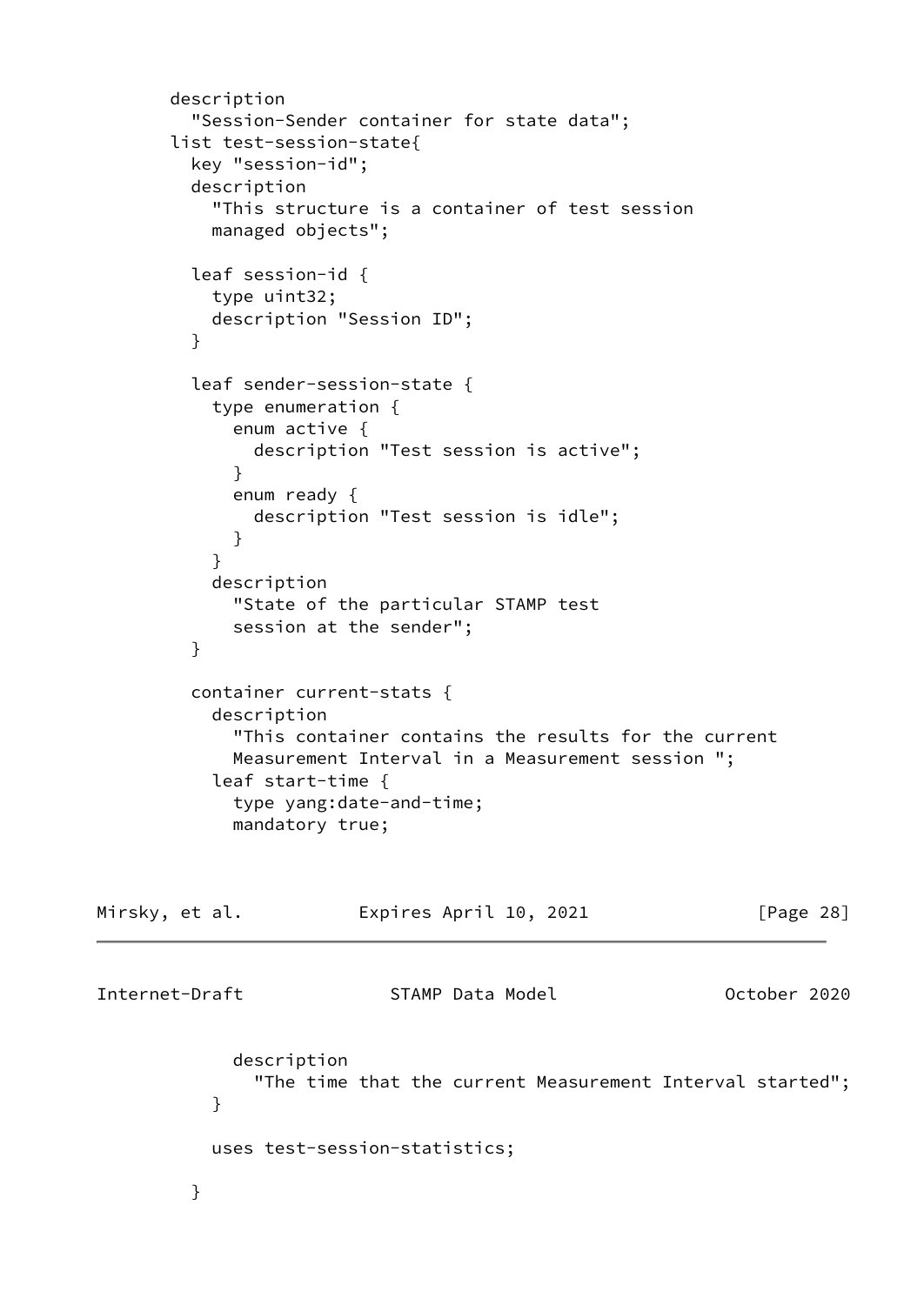```
       description
         "Session-Sender container for state data";
       list test-session-state{
         key "session-id";
         description
           "This structure is a container of test session
           managed objects";

         leaf session-id {
           type uint32;
           description "Session ID";
         }

         leaf sender-session-state {
           type enumeration {
             enum active {
               description "Test session is active";
             }
             enum ready {
               description "Test session is idle";
             }
           }
           description
             "State of the particular STAMP test
             session at the sender";
         }

         container current-stats {
           description
             "This container contains the results for the current
             Measurement Interval in a Measurement session ";
           leaf start-time {
             type yang:date-and-time;
             mandatory true;
             description
               "The time that the current Measurement Interval started";
           }

           uses test-session-statistics;

         }
```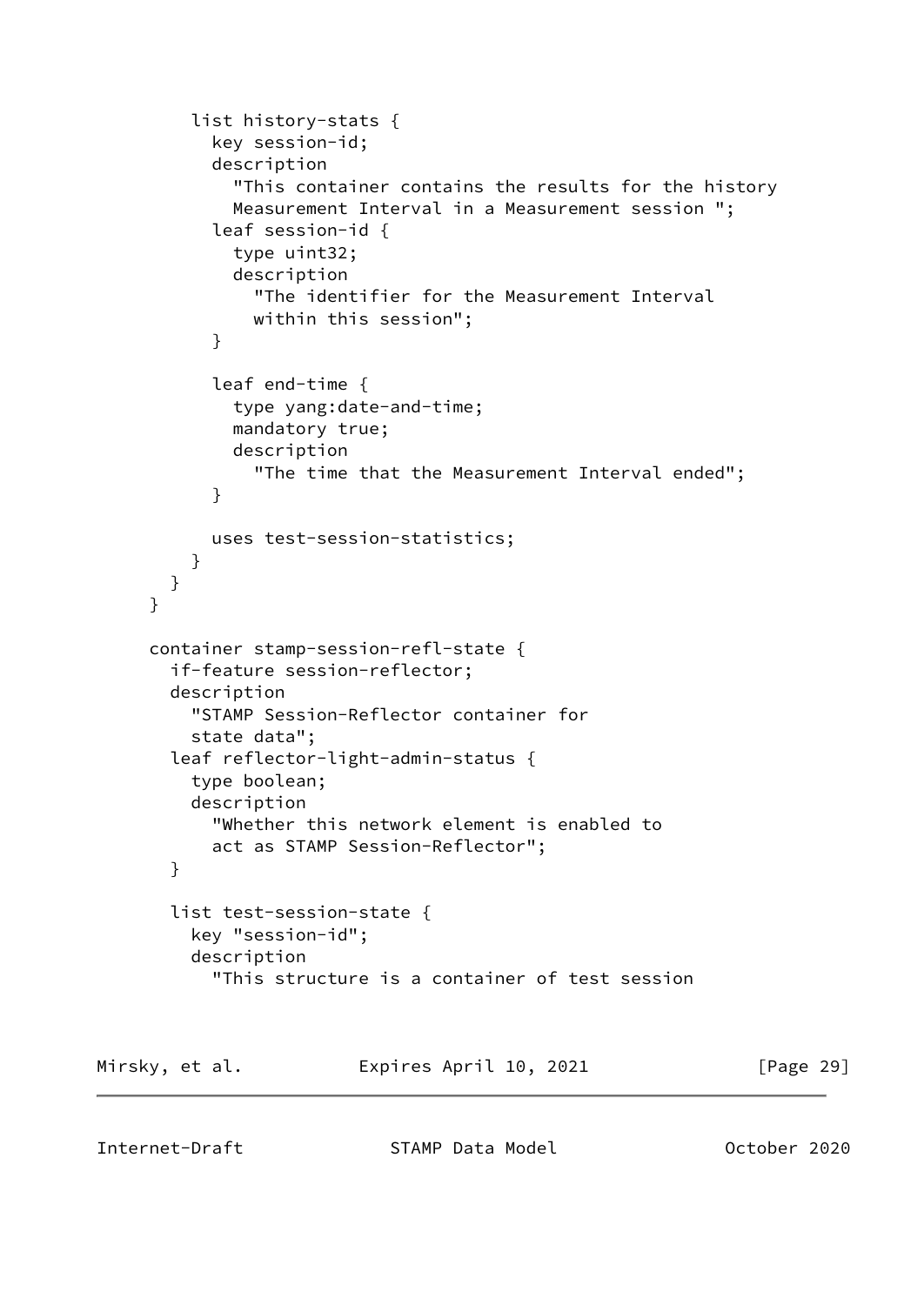```
        list history-stats {
          key session-id;
          description
            "This container contains the results for the history
            Measurement Interval in a Measurement session ";
          leaf session-id {
            type uint32;
            description
              "The identifier for the Measurement Interval
              within this session";
          }

          leaf end-time {
            type yang:date-and-time;
            mandatory true;
            description
              "The time that the Measurement Interval ended";
          }

          uses test-session-statistics;
        }
      }
    }

    container stamp-session-refl-state {
      if-feature session-reflector;
      description
        "STAMP Session-Reflector container for
        state data";
      leaf reflector-light-admin-status {
        type boolean;
        description
          "Whether this network element is enabled to
          act as STAMP Session-Reflector";
      }

      list test-session-state {
        key "session-id";
        description
          "This structure is a container of test session
```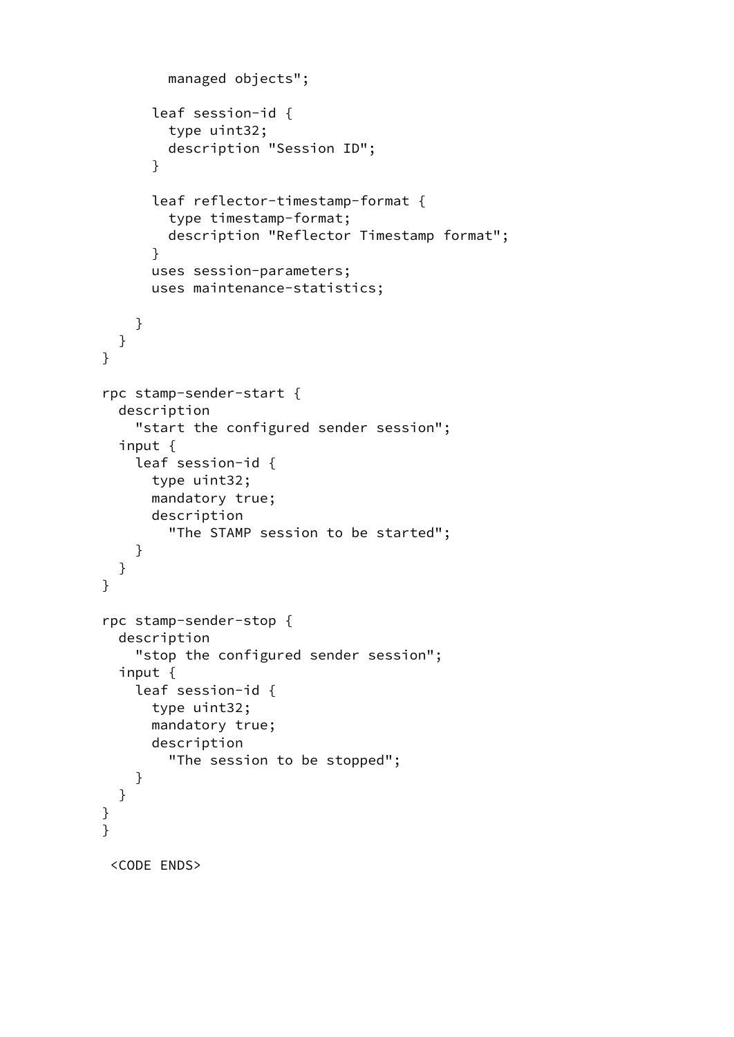```
        managed objects";

      leaf session-id {
        type uint32;
        description "Session ID";
      }

      leaf reflector-timestamp-format {
        type timestamp-format;
        description "Reflector Timestamp format";
      }
      uses session-parameters;
      uses maintenance-statistics;

    }
  }
}

rpc stamp-sender-start {
  description
    "start the configured sender session";
  input {
    leaf session-id {
      type uint32;
      mandatory true;
      description
        "The STAMP session to be started";
    }
  }
}

rpc stamp-sender-stop {
  description
    "stop the configured sender session";
  input {
    leaf session-id {
      type uint32;
      mandatory true;
      description
        "The session to be stopped";
    }
  }
}
}

 <CODE ENDS>
```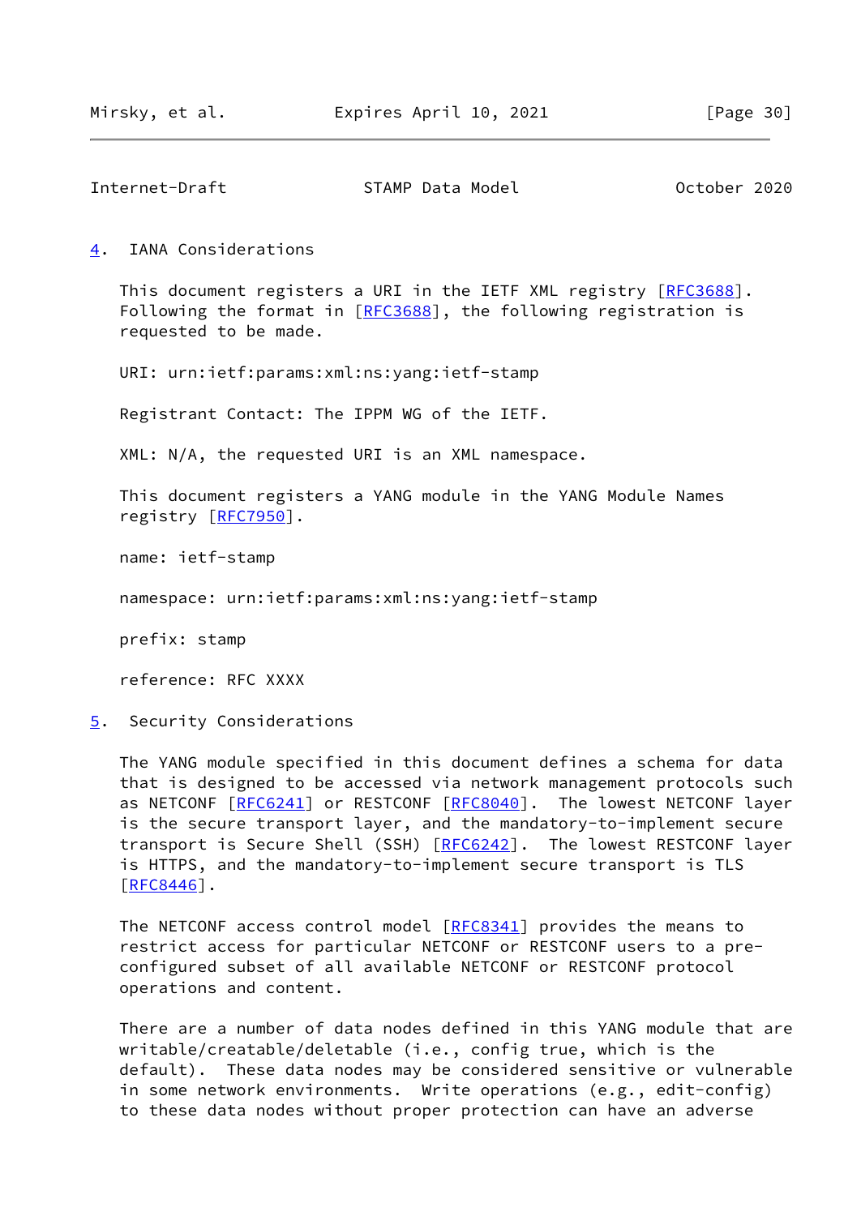## 4. IANA Considerations

This document registers a URI in the IETF XML registry [RFC3688]. Following the format in [RFC3688], the following registration is requested to be made.

URI: urn:ietf:params:xml:ns:yang:ietf-stamp

Registrant Contact: The IPPM WG of the IETF.

XML: N/A, the requested URI is an XML namespace.

This document registers a YANG module in the YANG Module Names registry [RFC7950].

name: ietf-stamp

namespace: urn:ietf:params:xml:ns:yang:ietf-stamp

prefix: stamp

reference: RFC XXXX

## 5. Security Considerations

The YANG module specified in this document defines a schema for data that is designed to be accessed via network management protocols such as NETCONF [RFC6241] or RESTCONF [RFC8040]. The lowest NETCONF layer is the secure transport layer, and the mandatory-to-implement secure transport is Secure Shell (SSH) [RFC6242]. The lowest RESTCONF layer is HTTPS, and the mandatory-to-implement secure transport is TLS [RFC8446].

The NETCONF access control model [RFC8341] provides the means to restrict access for particular NETCONF or RESTCONF users to a pre-configured subset of all available NETCONF or RESTCONF protocol operations and content.

There are a number of data nodes defined in this YANG module that are writable/creatable/deletable (i.e., config true, which is the default). These data nodes may be considered sensitive or vulnerable in some network environments. Write operations (e.g., edit-config) to these data nodes without proper protection can have an adverse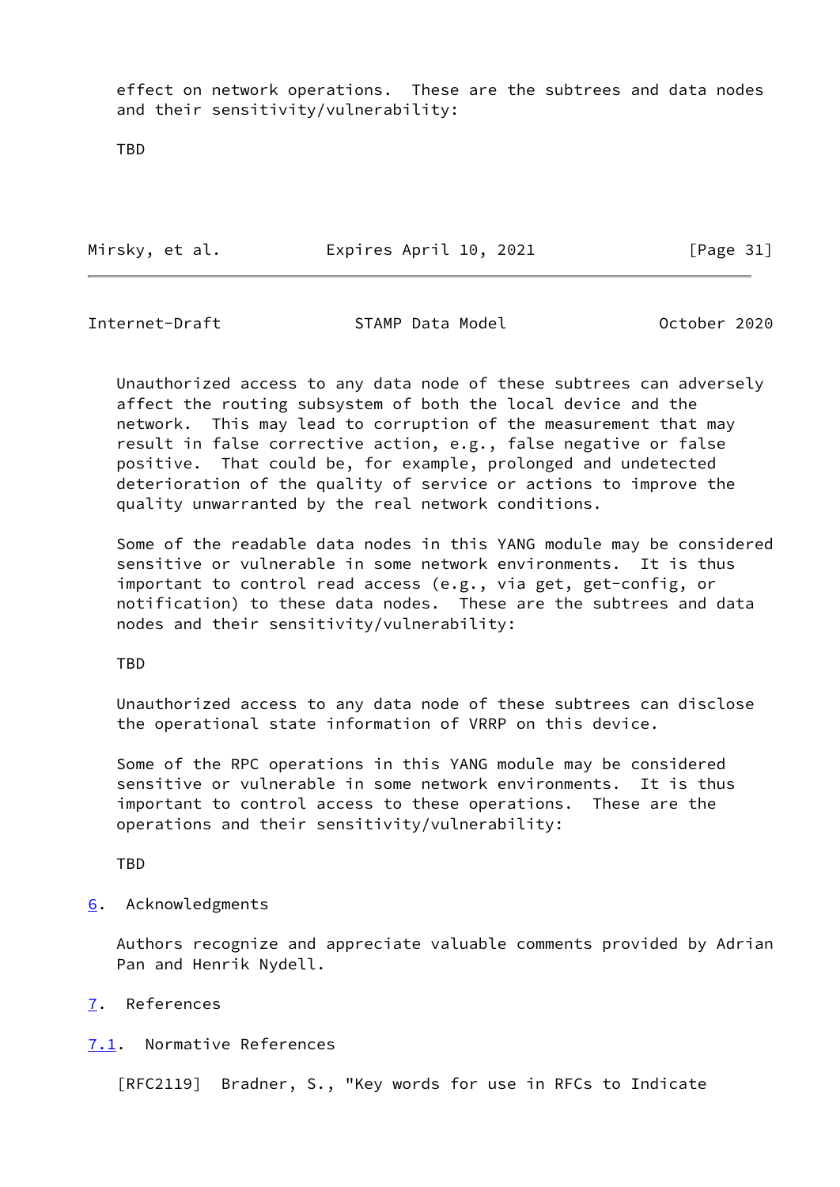effect on network operations. These are the subtrees and data nodes and their sensitivity/vulnerability:

TBD

Unauthorized access to any data node of these subtrees can adversely affect the routing subsystem of both the local device and the network. This may lead to corruption of the measurement that may result in false corrective action, e.g., false negative or false positive. That could be, for example, prolonged and undetected deterioration of the quality of service or actions to improve the quality unwarranted by the real network conditions.

Some of the readable data nodes in this YANG module may be considered sensitive or vulnerable in some network environments. It is thus important to control read access (e.g., via get, get-config, or notification) to these data nodes. These are the subtrees and data nodes and their sensitivity/vulnerability:

TBD

Unauthorized access to any data node of these subtrees can disclose the operational state information of VRRP on this device.

Some of the RPC operations in this YANG module may be considered sensitive or vulnerable in some network environments. It is thus important to control access to these operations. These are the operations and their sensitivity/vulnerability:

TBD

## 6. Acknowledgments

Authors recognize and appreciate valuable comments provided by Adrian Pan and Henrik Nydell.

## 7. References

### 7.1. Normative References

[RFC2119] Bradner, S., "Key words for use in RFCs to Indicate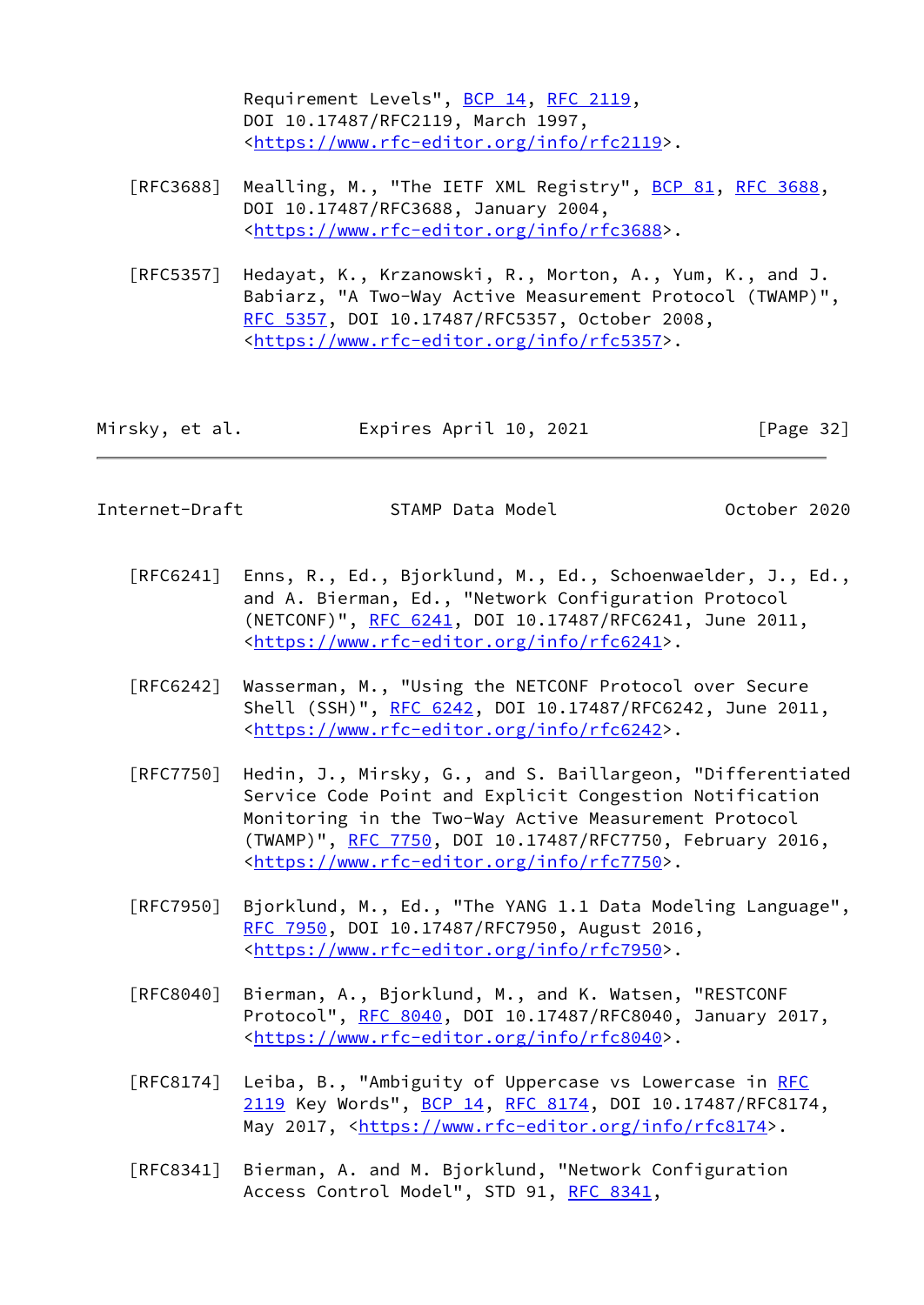Requirement Levels", BCP 14, RFC 2119, DOI 10.17487/RFC2119, March 1997, <https://www.rfc-editor.org/info/rfc2119>.

[RFC3688] Mealling, M., "The IETF XML Registry", BCP 81, RFC 3688, DOI 10.17487/RFC3688, January 2004, <https://www.rfc-editor.org/info/rfc3688>.

[RFC5357] Hedayat, K., Krzanowski, R., Morton, A., Yum, K., and J. Babiarz, "A Two-Way Active Measurement Protocol (TWAMP)", RFC 5357, DOI 10.17487/RFC5357, October 2008, <https://www.rfc-editor.org/info/rfc5357>.

[RFC6241] Enns, R., Ed., Bjorklund, M., Ed., Schoenwaelder, J., Ed., and A. Bierman, Ed., "Network Configuration Protocol (NETCONF)", RFC 6241, DOI 10.17487/RFC6241, June 2011, <https://www.rfc-editor.org/info/rfc6241>.

[RFC6242] Wasserman, M., "Using the NETCONF Protocol over Secure Shell (SSH)", RFC 6242, DOI 10.17487/RFC6242, June 2011, <https://www.rfc-editor.org/info/rfc6242>.

[RFC7750] Hedin, J., Mirsky, G., and S. Baillargeon, "Differentiated Service Code Point and Explicit Congestion Notification Monitoring in the Two-Way Active Measurement Protocol (TWAMP)", RFC 7750, DOI 10.17487/RFC7750, February 2016, <https://www.rfc-editor.org/info/rfc7750>.

[RFC7950] Bjorklund, M., Ed., "The YANG 1.1 Data Modeling Language", RFC 7950, DOI 10.17487/RFC7950, August 2016, <https://www.rfc-editor.org/info/rfc7950>.

[RFC8040] Bierman, A., Bjorklund, M., and K. Watsen, "RESTCONF Protocol", RFC 8040, DOI 10.17487/RFC8040, January 2017, <https://www.rfc-editor.org/info/rfc8040>.

[RFC8174] Leiba, B., "Ambiguity of Uppercase vs Lowercase in RFC 2119 Key Words", BCP 14, RFC 8174, DOI 10.17487/RFC8174, May 2017, <https://www.rfc-editor.org/info/rfc8174>.

[RFC8341] Bierman, A. and M. Bjorklund, "Network Configuration Access Control Model", STD 91, RFC 8341,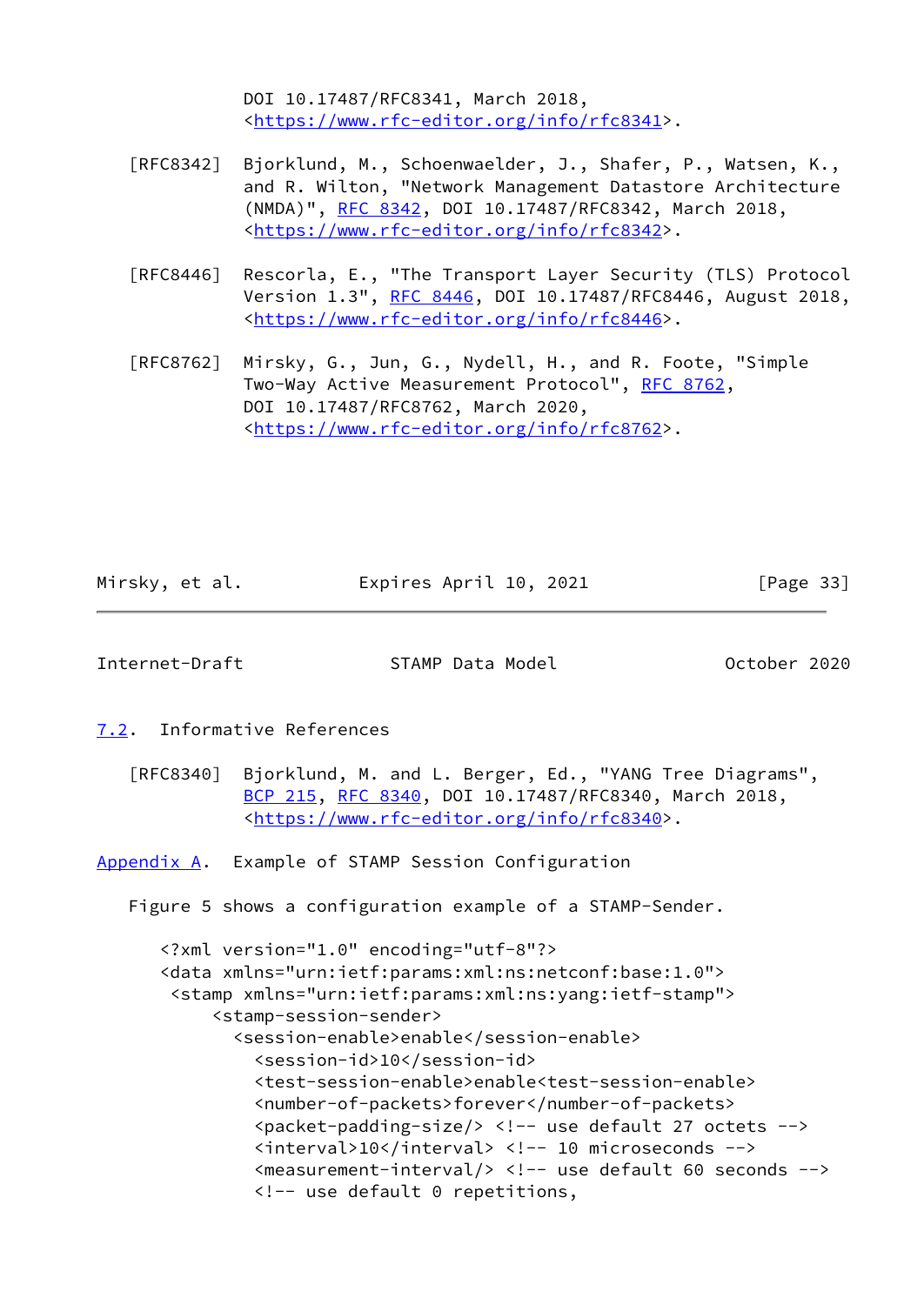DOI 10.17487/RFC8341, March 2018, <https://www.rfc-editor.org/info/rfc8341>.

[RFC8342] Bjorklund, M., Schoenwaelder, J., Shafer, P., Watsen, K., and R. Wilton, "Network Management Datastore Architecture (NMDA)", RFC 8342, DOI 10.17487/RFC8342, March 2018, <https://www.rfc-editor.org/info/rfc8342>.

[RFC8446] Rescorla, E., "The Transport Layer Security (TLS) Protocol Version 1.3", RFC 8446, DOI 10.17487/RFC8446, August 2018, <https://www.rfc-editor.org/info/rfc8446>.

[RFC8762] Mirsky, G., Jun, G., Nydell, H., and R. Foote, "Simple Two-Way Active Measurement Protocol", RFC 8762, DOI 10.17487/RFC8762, March 2020, <https://www.rfc-editor.org/info/rfc8762>.

### 7.2. Informative References

[RFC8340] Bjorklund, M. and L. Berger, Ed., "YANG Tree Diagrams", BCP 215, RFC 8340, DOI 10.17487/RFC8340, March 2018, <https://www.rfc-editor.org/info/rfc8340>.

## Appendix A. Example of STAMP Session Configuration

Figure 5 shows a configuration example of a STAMP-Sender.

```
<?xml version="1.0" encoding="utf-8"?>
<data xmlns="urn:ietf:params:xml:ns:netconf:base:1.0">
 <stamp xmlns="urn:ietf:params:xml:ns:yang:ietf-stamp">
     <stamp-session-sender>
       <session-enable>enable</session-enable>
         <session-id>10</session-id>
         <test-session-enable>enable<test-session-enable>
         <number-of-packets>forever</number-of-packets>
         <packet-padding-size/> <!-- use default 27 octets -->
         <interval>10</interval> <!-- 10 microseconds -->
         <measurement-interval/> <!-- use default 60 seconds -->
         <!-- use default 0 repetitions,
```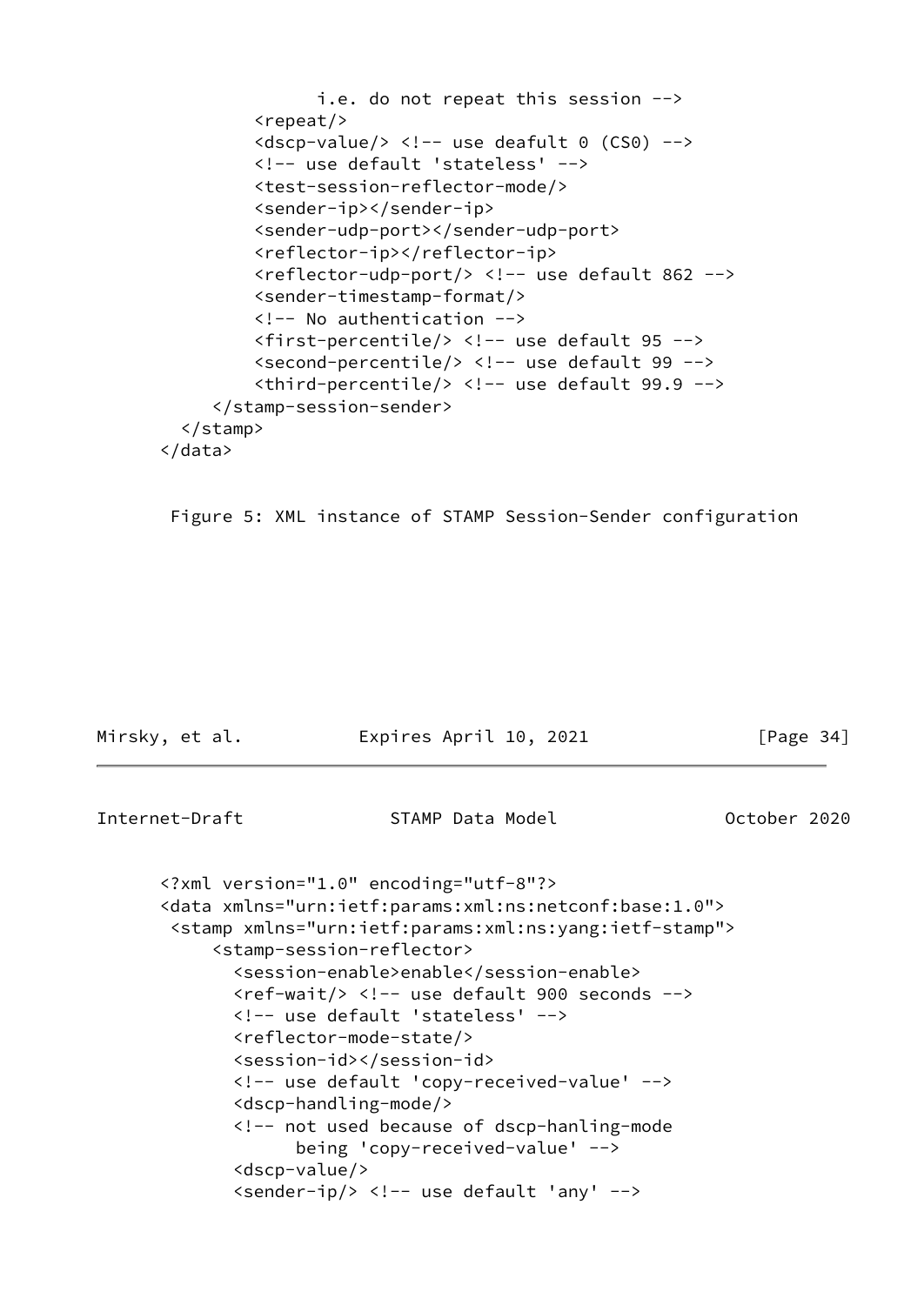```
              i.e. do not repeat this session -->
        <repeat/>
        <dscp-value/> <!-- use deafult 0 (CS0) -->
        <!-- use default 'stateless' -->
        <test-session-reflector-mode/>
        <sender-ip></sender-ip>
        <sender-udp-port></sender-udp-port>
        <reflector-ip></reflector-ip>
        <reflector-udp-port/> <!-- use default 862 -->
        <sender-timestamp-format/>
        <!-- No authentication -->
        <first-percentile/> <!-- use default 95 -->
        <second-percentile/> <!-- use default 99 -->
        <third-percentile/> <!-- use default 99.9 -->
    </stamp-session-sender>
  </stamp>
</data>
```

Figure 5: XML instance of STAMP Session-Sender configuration

```
<?xml version="1.0" encoding="utf-8"?>
<data xmlns="urn:ietf:params:xml:ns:netconf:base:1.0">
 <stamp xmlns="urn:ietf:params:xml:ns:yang:ietf-stamp">
     <stamp-session-reflector>
       <session-enable>enable</session-enable>
       <ref-wait/> <!-- use default 900 seconds -->
       <!-- use default 'stateless' -->
       <reflector-mode-state/>
       <session-id></session-id>
       <!-- use default 'copy-received-value' -->
       <dscp-handling-mode/>
       <!-- not used because of dscp-hanling-mode
             being 'copy-received-value' -->
       <dscp-value/>
       <sender-ip/> <!-- use default 'any' -->
```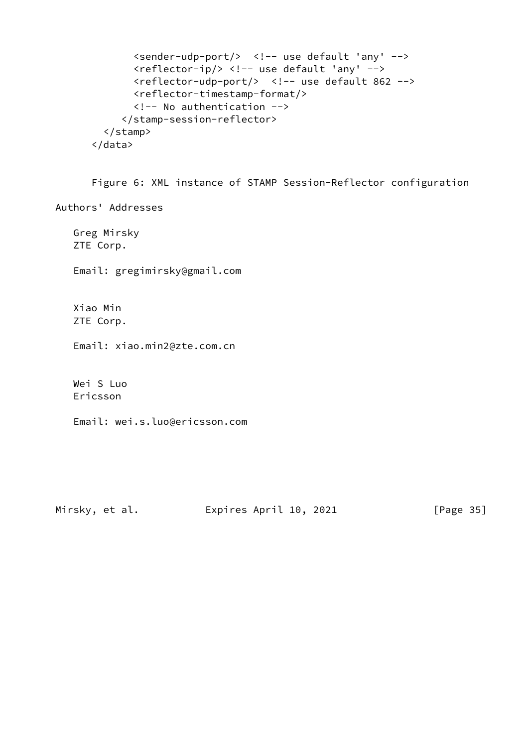```
          <sender-udp-port/>  <!-- use default 'any' -->
          <reflector-ip/> <!-- use default 'any' -->
          <reflector-udp-port/>  <!-- use default 862 -->
          <reflector-timestamp-format/>
          <!-- No authentication -->
        </stamp-session-reflector>
      </stamp>
    </data>
```

Figure 6: XML instance of STAMP Session-Reflector configuration

## Authors' Addresses

Greg Mirsky
ZTE Corp.

Email: gregimirsky@gmail.com

Xiao Min
ZTE Corp.

Email: xiao.min2@zte.com.cn

Wei S Luo
Ericsson

Email: wei.s.luo@ericsson.com